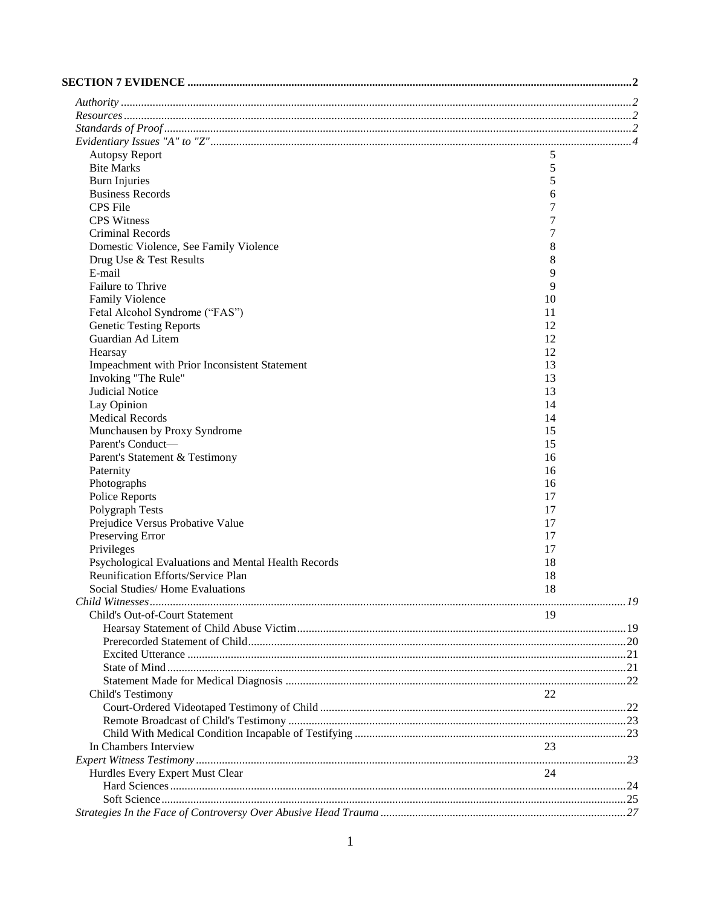**SECTION 7 EVIDENCE** ........................................................................................................ **2**

*Authority* ........................................................................................................ *2*
*Resources* ........................................................................................................ *2*
*Standards of Proof* ........................................................................................................ *2*
*Evidentiary Issues "A" to "Z"* ........................................................................................................ *4*

| | |
|---|---|
| Autopsy Report | 5 |
| Bite Marks | 5 |
| Burn Injuries | 5 |
| Business Records | 6 |
| CPS File | 7 |
| CPS Witness | 7 |
| Criminal Records | 7 |
| Domestic Violence, See Family Violence | 8 |
| Drug Use & Test Results | 8 |
| E-mail | 9 |
| Failure to Thrive | 9 |
| Family Violence | 10 |
| Fetal Alcohol Syndrome ("FAS") | 11 |
| Genetic Testing Reports | 12 |
| Guardian Ad Litem | 12 |
| Hearsay | 12 |
| Impeachment with Prior Inconsistent Statement | 13 |
| Invoking "The Rule" | 13 |
| Judicial Notice | 13 |
| Lay Opinion | 14 |
| Medical Records | 14 |
| Munchausen by Proxy Syndrome | 15 |
| Parent's Conduct— | 15 |
| Parent's Statement & Testimony | 16 |
| Paternity | 16 |
| Photographs | 16 |
| Police Reports | 17 |
| Polygraph Tests | 17 |
| Prejudice Versus Probative Value | 17 |
| Preserving Error | 17 |
| Privileges | 17 |
| Psychological Evaluations and Mental Health Records | 18 |
| Reunification Efforts/Service Plan | 18 |
| Social Studies/ Home Evaluations | 18 |

*Child Witnesses* ........................................................................................................ *19*

Child's Out-of-Court Statement 19

- Hearsay Statement of Child Abuse Victim ........................................................................................................ 19
- Prerecorded Statement of Child ........................................................................................................ 20
- Excited Utterance ........................................................................................................ 21
- State of Mind ........................................................................................................ 21
- Statement Made for Medical Diagnosis ........................................................................................................ 22

Child's Testimony 22

- Court-Ordered Videotaped Testimony of Child ........................................................................................................ 22
- Remote Broadcast of Child's Testimony ........................................................................................................ 23
- Child With Medical Condition Incapable of Testifying ........................................................................................................ 23

In Chambers Interview 23

*Expert Witness Testimony* ........................................................................................................ *23*

Hurdles Every Expert Must Clear 24

- Hard Sciences ........................................................................................................ 24
- Soft Science ........................................................................................................ 25

*Strategies In the Face of Controversy Over Abusive Head Trauma* ........................................................................................................ *27*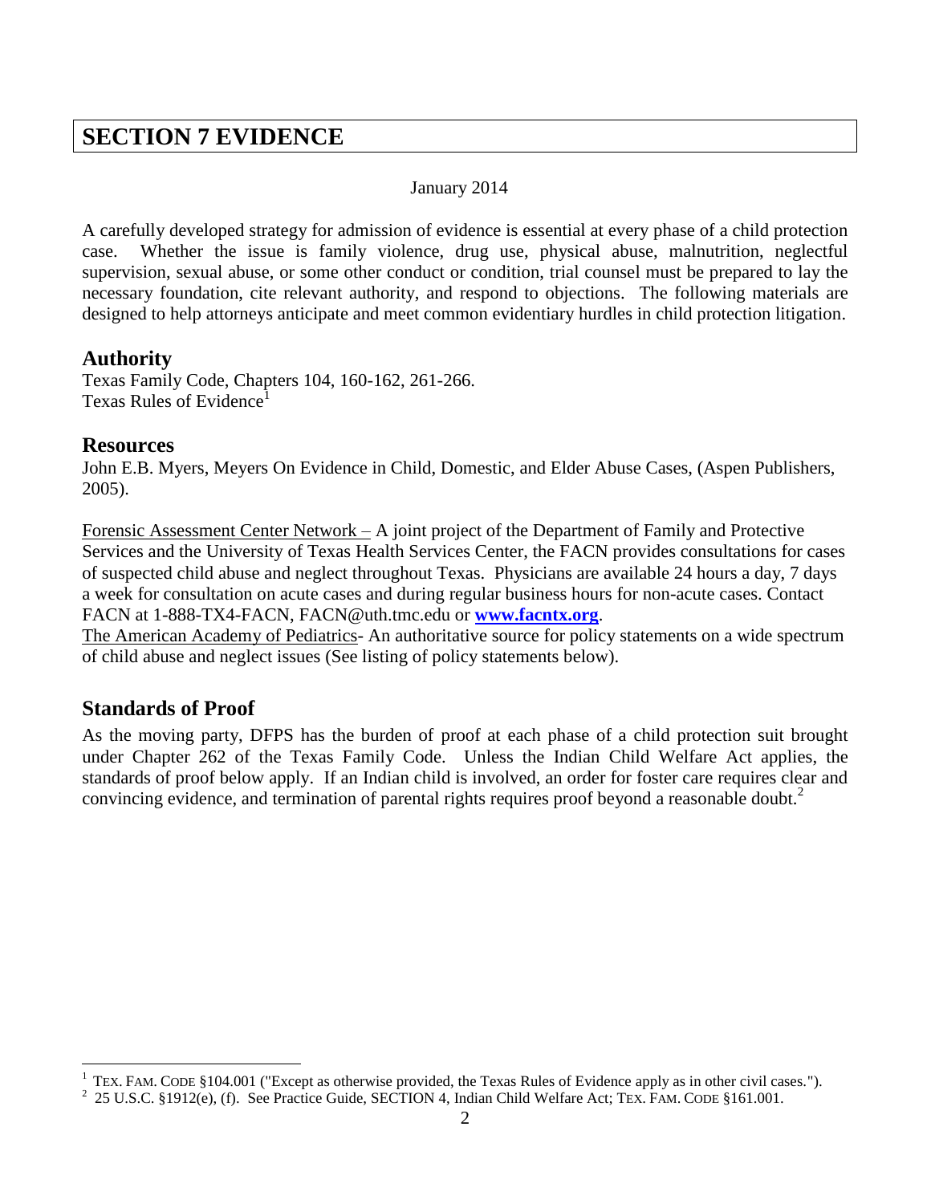# SECTION 7 EVIDENCE

January 2014

A carefully developed strategy for admission of evidence is essential at every phase of a child protection case. Whether the issue is family violence, drug use, physical abuse, malnutrition, neglectful supervision, sexual abuse, or some other conduct or condition, trial counsel must be prepared to lay the necessary foundation, cite relevant authority, and respond to objections. The following materials are designed to help attorneys anticipate and meet common evidentiary hurdles in child protection litigation.

## Authority

Texas Family Code, Chapters 104, 160-162, 261-266.
Texas Rules of Evidence[1]

## Resources

John E.B. Myers, Meyers On Evidence in Child, Domestic, and Elder Abuse Cases, (Aspen Publishers, 2005).

Forensic Assessment Center Network – A joint project of the Department of Family and Protective Services and the University of Texas Health Services Center, the FACN provides consultations for cases of suspected child abuse and neglect throughout Texas. Physicians are available 24 hours a day, 7 days a week for consultation on acute cases and during regular business hours for non-acute cases. Contact FACN at 1-888-TX4-FACN, FACN@uth.tmc.edu or **www.facntx.org**.

The American Academy of Pediatrics- An authoritative source for policy statements on a wide spectrum of child abuse and neglect issues (See listing of policy statements below).

## Standards of Proof

As the moving party, DFPS has the burden of proof at each phase of a child protection suit brought under Chapter 262 of the Texas Family Code. Unless the Indian Child Welfare Act applies, the standards of proof below apply. If an Indian child is involved, an order for foster care requires clear and convincing evidence, and termination of parental rights requires proof beyond a reasonable doubt.[2]

---

[1] TEX. FAM. CODE §104.001 ("Except as otherwise provided, the Texas Rules of Evidence apply as in other civil cases.").

[2] 25 U.S.C. §1912(e), (f). See Practice Guide, SECTION 4, Indian Child Welfare Act; TEX. FAM. CODE §161.001.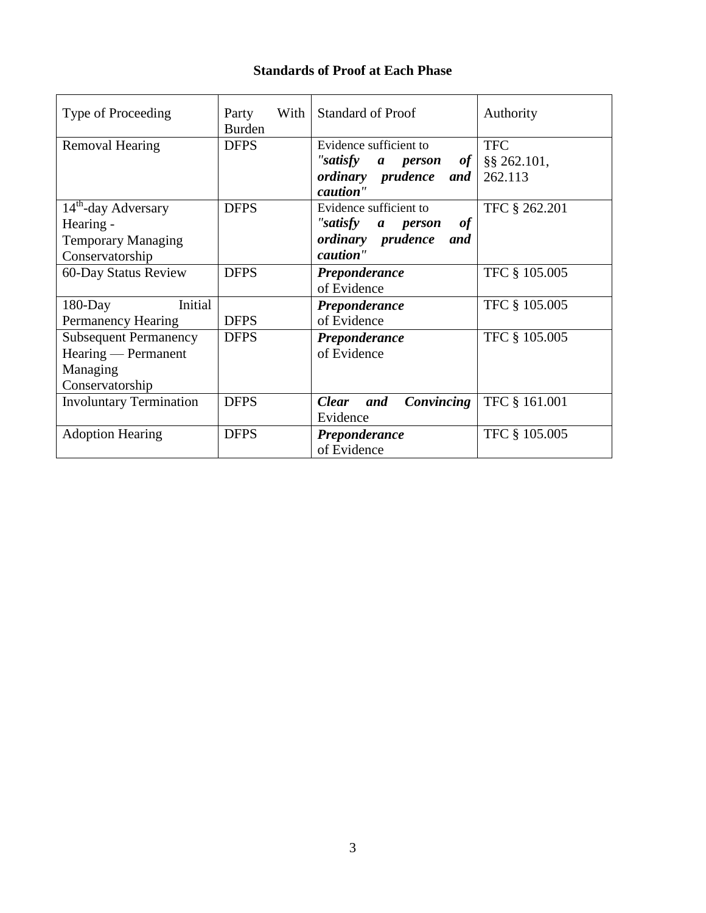**Standards of Proof at Each Phase**

| Type of Proceeding | Party With Burden | Standard of Proof | Authority |
|---|---|---|---|
| Removal Hearing | DFPS | Evidence sufficient to ***"satisfy a person of ordinary prudence and caution"*** | TFC §§ 262.101, 262.113 |
| 14th-day Adversary Hearing - Temporary Managing Conservatorship | DFPS | Evidence sufficient to ***"satisfy a person of ordinary prudence and caution"*** | TFC § 262.201 |
| 60-Day Status Review | DFPS | ***Preponderance*** of Evidence | TFC § 105.005 |
| 180-Day Initial Permanency Hearing | DFPS | ***Preponderance*** of Evidence | TFC § 105.005 |
| Subsequent Permanency Hearing — Permanent Managing Conservatorship | DFPS | ***Preponderance*** of Evidence | TFC § 105.005 |
| Involuntary Termination | DFPS | ***Clear and Convincing*** Evidence | TFC § 161.001 |
| Adoption Hearing | DFPS | ***Preponderance*** of Evidence | TFC § 105.005 |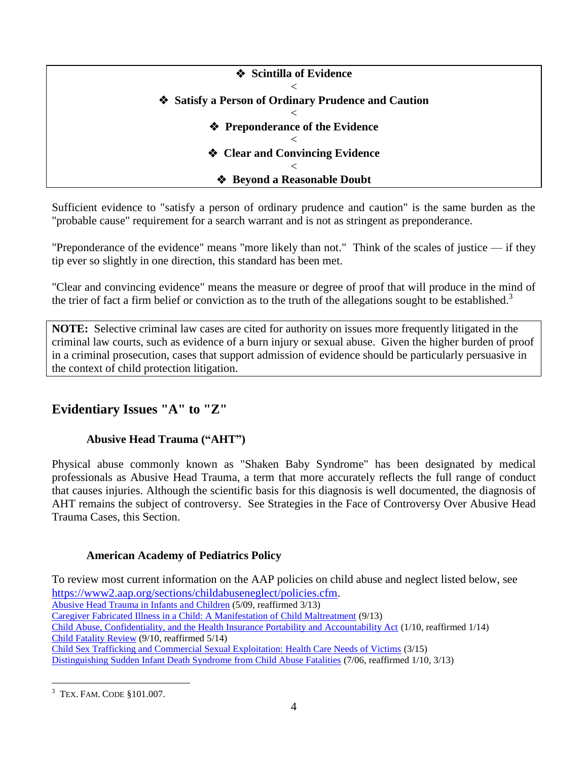❖ **Scintilla of Evidence**

<

❖ **Satisfy a Person of Ordinary Prudence and Caution**

<

❖ **Preponderance of the Evidence**

<

❖ **Clear and Convincing Evidence**

<

❖ **Beyond a Reasonable Doubt**

Sufficient evidence to "satisfy a person of ordinary prudence and caution" is the same burden as the "probable cause" requirement for a search warrant and is not as stringent as preponderance.

"Preponderance of the evidence" means "more likely than not." Think of the scales of justice — if they tip ever so slightly in one direction, this standard has been met.

"Clear and convincing evidence" means the measure or degree of proof that will produce in the mind of the trier of fact a firm belief or conviction as to the truth of the allegations sought to be established.[3]

**NOTE:** Selective criminal law cases are cited for authority on issues more frequently litigated in the criminal law courts, such as evidence of a burn injury or sexual abuse. Given the higher burden of proof in a criminal prosecution, cases that support admission of evidence should be particularly persuasive in the context of child protection litigation.

## Evidentiary Issues "A" to "Z"

### Abusive Head Trauma ("AHT")

Physical abuse commonly known as "Shaken Baby Syndrome" has been designated by medical professionals as Abusive Head Trauma, a term that more accurately reflects the full range of conduct that causes injuries. Although the scientific basis for this diagnosis is well documented, the diagnosis of AHT remains the subject of controversy. See Strategies in the Face of Controversy Over Abusive Head Trauma Cases, this Section.

### American Academy of Pediatrics Policy

To review most current information on the AAP policies on child abuse and neglect listed below, see https://www2.aap.org/sections/childabuseneglect/policies.cfm.

Abusive Head Trauma in Infants and Children (5/09, reaffirmed 3/13)
Caregiver Fabricated Illness in a Child: A Manifestation of Child Maltreatment (9/13)
Child Abuse, Confidentiality, and the Health Insurance Portability and Accountability Act (1/10, reaffirmed 1/14)
Child Fatality Review (9/10, reaffirmed 5/14)
Child Sex Trafficking and Commercial Sexual Exploitation: Health Care Needs of Victims (3/15)
Distinguishing Sudden Infant Death Syndrome from Child Abuse Fatalities (7/06, reaffirmed 1/10, 3/13)

[3] TEX. FAM. CODE §101.007.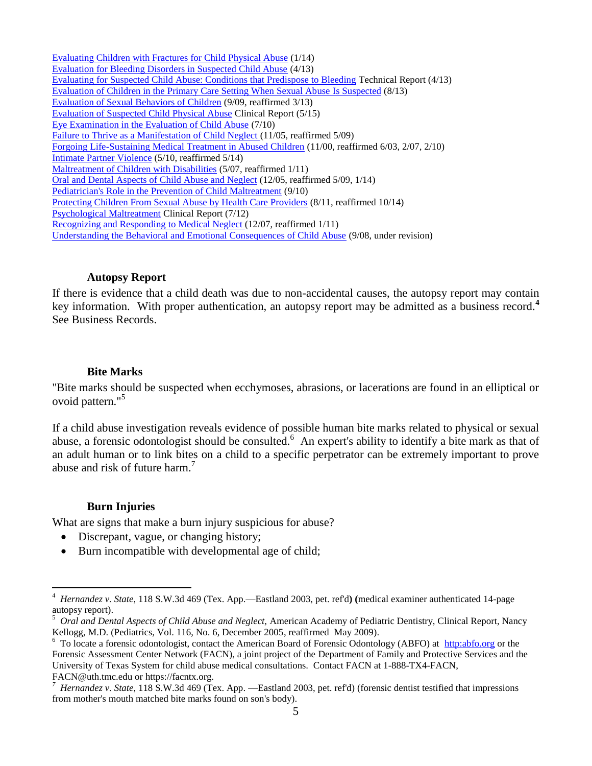Evaluating Children with Fractures for Child Physical Abuse (1/14)
Evaluation for Bleeding Disorders in Suspected Child Abuse (4/13)
Evaluating for Suspected Child Abuse: Conditions that Predispose to Bleeding Technical Report (4/13)
Evaluation of Children in the Primary Care Setting When Sexual Abuse Is Suspected (8/13)
Evaluation of Sexual Behaviors of Children (9/09, reaffirmed 3/13)
Evaluation of Suspected Child Physical Abuse Clinical Report (5/15)
Eye Examination in the Evaluation of Child Abuse (7/10)
Failure to Thrive as a Manifestation of Child Neglect (11/05, reaffirmed 5/09)
Forgoing Life-Sustaining Medical Treatment in Abused Children (11/00, reaffirmed 6/03, 2/07, 2/10)
Intimate Partner Violence (5/10, reaffirmed 5/14)
Maltreatment of Children with Disabilities (5/07, reaffirmed 1/11)
Oral and Dental Aspects of Child Abuse and Neglect (12/05, reaffirmed 5/09, 1/14)
Pediatrician's Role in the Prevention of Child Maltreatment (9/10)
Protecting Children From Sexual Abuse by Health Care Providers (8/11, reaffirmed 10/14)
Psychological Maltreatment Clinical Report (7/12)
Recognizing and Responding to Medical Neglect (12/07, reaffirmed 1/11)
Understanding the Behavioral and Emotional Consequences of Child Abuse (9/08, under revision)

### Autopsy Report

If there is evidence that a child death was due to non-accidental causes, the autopsy report may contain key information. With proper authentication, an autopsy report may be admitted as a business record.[4] See Business Records.

### Bite Marks

"Bite marks should be suspected when ecchymoses, abrasions, or lacerations are found in an elliptical or ovoid pattern."[5]

If a child abuse investigation reveals evidence of possible human bite marks related to physical or sexual abuse, a forensic odontologist should be consulted.[6] An expert's ability to identify a bite mark as that of an adult human or to link bites on a child to a specific perpetrator can be extremely important to prove abuse and risk of future harm.[7]

### Burn Injuries

What are signs that make a burn injury suspicious for abuse?

- Discrepant, vague, or changing history;
- Burn incompatible with developmental age of child;

---

[4] *Hernandez v. State*, 118 S.W.3d 469 (Tex. App.—Eastland 2003, pet. ref'd) (medical examiner authenticated 14-page autopsy report).

[5] *Oral and Dental Aspects of Child Abuse and Neglect,* American Academy of Pediatric Dentistry, Clinical Report, Nancy Kellogg, M.D. (Pediatrics, Vol. 116, No. 6, December 2005, reaffirmed May 2009).

[6] To locate a forensic odontologist, contact the American Board of Forensic Odontology (ABFO) at http:abfo.org or the Forensic Assessment Center Network (FACN), a joint project of the Department of Family and Protective Services and the University of Texas System for child abuse medical consultations. Contact FACN at 1-888-TX4-FACN, FACN@uth.tmc.edu or https://facntx.org.

[7] *Hernandez v. State*, 118 S.W.3d 469 (Tex. App. —Eastland 2003, pet. ref'd) (forensic dentist testified that impressions from mother's mouth matched bite marks found on son's body).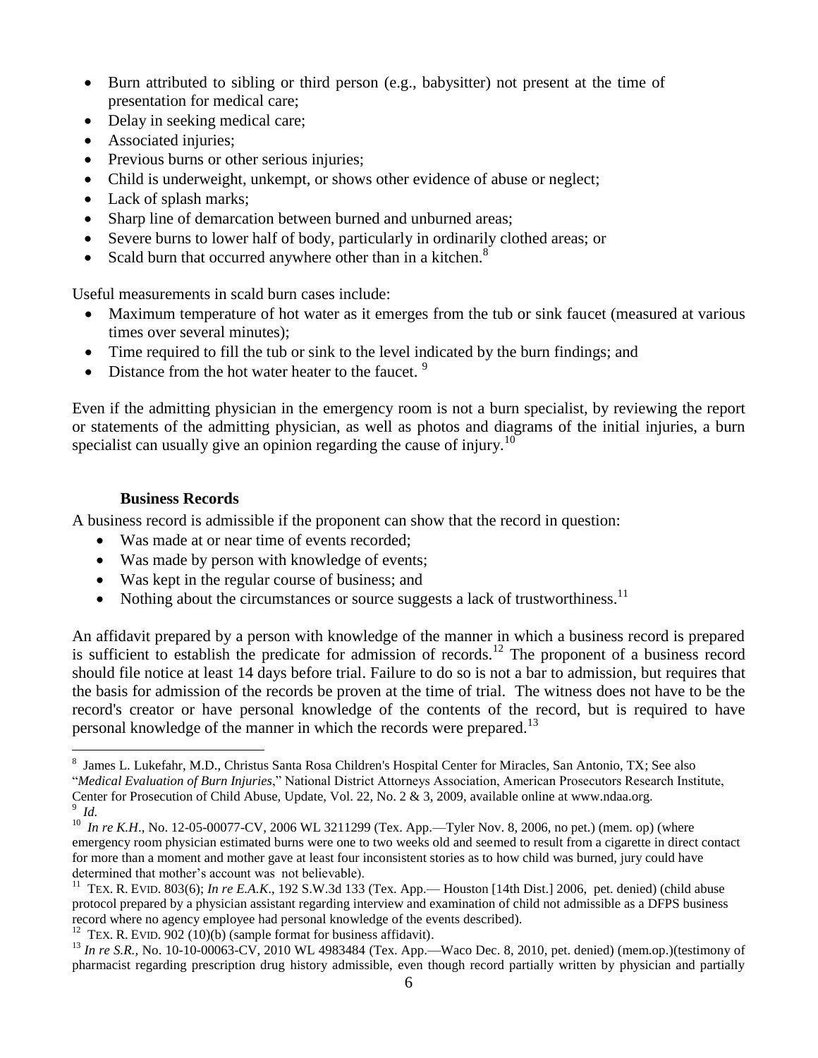- Burn attributed to sibling or third person (e.g., babysitter) not present at the time of presentation for medical care;
- Delay in seeking medical care;
- Associated injuries;
- Previous burns or other serious injuries;
- Child is underweight, unkempt, or shows other evidence of abuse or neglect;
- Lack of splash marks;
- Sharp line of demarcation between burned and unburned areas;
- Severe burns to lower half of body, particularly in ordinarily clothed areas; or
- Scald burn that occurred anywhere other than in a kitchen.[8]

Useful measurements in scald burn cases include:

- Maximum temperature of hot water as it emerges from the tub or sink faucet (measured at various times over several minutes);
- Time required to fill the tub or sink to the level indicated by the burn findings; and
- Distance from the hot water heater to the faucet. [9]

Even if the admitting physician in the emergency room is not a burn specialist, by reviewing the report or statements of the admitting physician, as well as photos and diagrams of the initial injuries, a burn specialist can usually give an opinion regarding the cause of injury.[10]

### Business Records

A business record is admissible if the proponent can show that the record in question:

- Was made at or near time of events recorded;
- Was made by person with knowledge of events;
- Was kept in the regular course of business; and
- Nothing about the circumstances or source suggests a lack of trustworthiness.[11]

An affidavit prepared by a person with knowledge of the manner in which a business record is prepared is sufficient to establish the predicate for admission of records.[12] The proponent of a business record should file notice at least 14 days before trial. Failure to do so is not a bar to admission, but requires that the basis for admission of the records be proven at the time of trial. The witness does not have to be the record's creator or have personal knowledge of the contents of the record, but is required to have personal knowledge of the manner in which the records were prepared.[13]

---

[8] James L. Lukefahr, M.D., Christus Santa Rosa Children's Hospital Center for Miracles, San Antonio, TX; See also "*Medical Evaluation of Burn Injuries*," National District Attorneys Association, American Prosecutors Research Institute, Center for Prosecution of Child Abuse, Update, Vol. 22, No. 2 & 3, 2009, available online at www.ndaa.org.

[9] *Id.*

[10] *In re K.H*., No. 12-05-00077-CV, 2006 WL 3211299 (Tex. App.—Tyler Nov. 8, 2006, no pet.) (mem. op) (where emergency room physician estimated burns were one to two weeks old and seemed to result from a cigarette in direct contact for more than a moment and mother gave at least four inconsistent stories as to how child was burned, jury could have determined that mother's account was not believable).

[11] TEX. R. EVID. 803(6); *In re E.A.K*., 192 S.W.3d 133 (Tex. App.— Houston [14th Dist.] 2006, pet. denied) (child abuse protocol prepared by a physician assistant regarding interview and examination of child not admissible as a DFPS business record where no agency employee had personal knowledge of the events described).

[12] TEX. R. EVID. 902 (10)(b) (sample format for business affidavit).

[13] *In re S.R.,* No. 10-10-00063-CV, 2010 WL 4983484 (Tex. App.—Waco Dec. 8, 2010, pet. denied) (mem.op.)(testimony of pharmacist regarding prescription drug history admissible, even though record partially written by physician and partially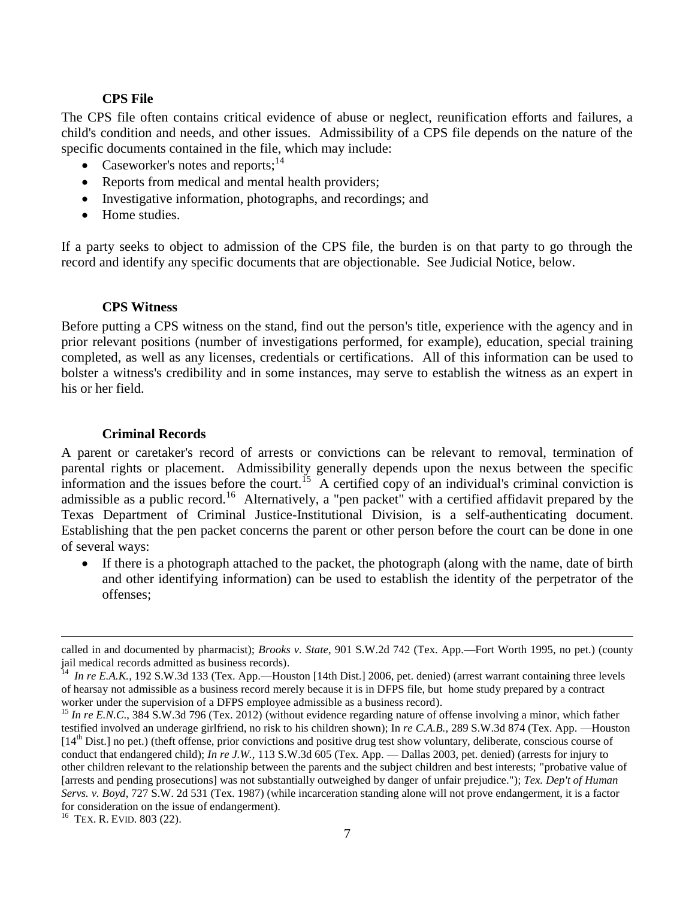### CPS File

The CPS file often contains critical evidence of abuse or neglect, reunification efforts and failures, a child's condition and needs, and other issues. Admissibility of a CPS file depends on the nature of the specific documents contained in the file, which may include:

- Caseworker's notes and reports;[14]
- Reports from medical and mental health providers;
- Investigative information, photographs, and recordings; and
- Home studies.

If a party seeks to object to admission of the CPS file, the burden is on that party to go through the record and identify any specific documents that are objectionable. See Judicial Notice, below.

### CPS Witness

Before putting a CPS witness on the stand, find out the person's title, experience with the agency and in prior relevant positions (number of investigations performed, for example), education, special training completed, as well as any licenses, credentials or certifications. All of this information can be used to bolster a witness's credibility and in some instances, may serve to establish the witness as an expert in his or her field.

### Criminal Records

A parent or caretaker's record of arrests or convictions can be relevant to removal, termination of parental rights or placement. Admissibility generally depends upon the nexus between the specific information and the issues before the court.[15] A certified copy of an individual's criminal conviction is admissible as a public record.[16] Alternatively, a "pen packet" with a certified affidavit prepared by the Texas Department of Criminal Justice-Institutional Division, is a self-authenticating document. Establishing that the pen packet concerns the parent or other person before the court can be done in one of several ways:

- If there is a photograph attached to the packet, the photograph (along with the name, date of birth and other identifying information) can be used to establish the identity of the perpetrator of the offenses;

---

called in and documented by pharmacist); *Brooks v. State*, 901 S.W.2d 742 (Tex. App.—Fort Worth 1995, no pet.) (county jail medical records admitted as business records).

[14] *In re E.A.K.*, 192 S.W.3d 133 (Tex. App.—Houston [14th Dist.] 2006, pet. denied) (arrest warrant containing three levels of hearsay not admissible as a business record merely because it is in DFPS file, but home study prepared by a contract worker under the supervision of a DFPS employee admissible as a business record).

[15] *In re E.N.C.*, 384 S.W.3d 796 (Tex. 2012) (without evidence regarding nature of offense involving a minor, which father testified involved an underage girlfriend, no risk to his children shown); In *re C.A.B.*, 289 S.W.3d 874 (Tex. App. —Houston [14th Dist.] no pet.) (theft offense, prior convictions and positive drug test show voluntary, deliberate, conscious course of conduct that endangered child); *In re J.W.*, 113 S.W.3d 605 (Tex. App. — Dallas 2003, pet. denied) (arrests for injury to other children relevant to the relationship between the parents and the subject children and best interests; "probative value of [arrests and pending prosecutions] was not substantially outweighed by danger of unfair prejudice."); *Tex. Dep't of Human Servs. v. Boyd*, 727 S.W. 2d 531 (Tex. 1987) (while incarceration standing alone will not prove endangerment, it is a factor for consideration on the issue of endangerment).

[16] TEX. R. EVID. 803 (22).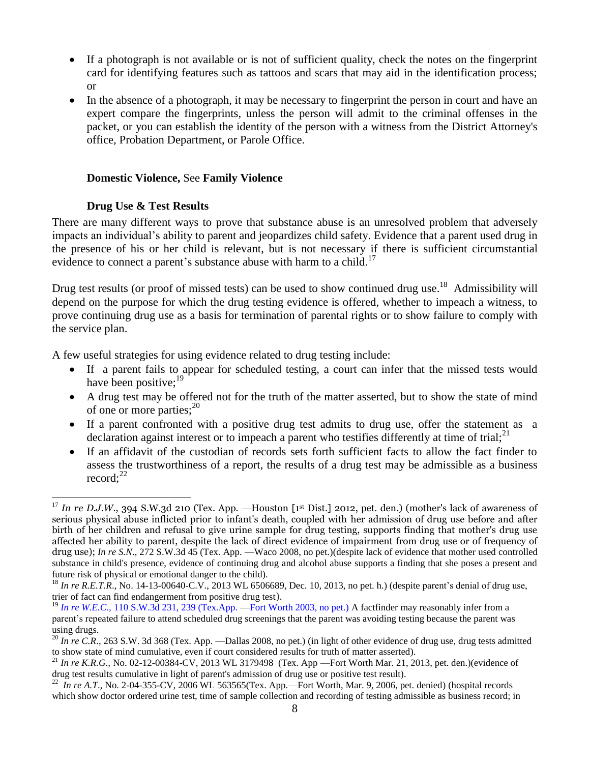- If a photograph is not available or is not of sufficient quality, check the notes on the fingerprint card for identifying features such as tattoos and scars that may aid in the identification process; or
- In the absence of a photograph, it may be necessary to fingerprint the person in court and have an expert compare the fingerprints, unless the person will admit to the criminal offenses in the packet, or you can establish the identity of the person with a witness from the District Attorney's office, Probation Department, or Parole Office.

**Domestic Violence,** See **Family Violence**

**Drug Use & Test Results**

There are many different ways to prove that substance abuse is an unresolved problem that adversely impacts an individual's ability to parent and jeopardizes child safety. Evidence that a parent used drug in the presence of his or her child is relevant, but is not necessary if there is sufficient circumstantial evidence to connect a parent's substance abuse with harm to a child.[17]

Drug test results (or proof of missed tests) can be used to show continued drug use.[18] Admissibility will depend on the purpose for which the drug testing evidence is offered, whether to impeach a witness, to prove continuing drug use as a basis for termination of parental rights or to show failure to comply with the service plan.

A few useful strategies for using evidence related to drug testing include:

- If a parent fails to appear for scheduled testing, a court can infer that the missed tests would have been positive;[19]
- A drug test may be offered not for the truth of the matter asserted, but to show the state of mind of one or more parties;[20]
- If a parent confronted with a positive drug test admits to drug use, offer the statement as a declaration against interest or to impeach a parent who testifies differently at time of trial;[21]
- If an affidavit of the custodian of records sets forth sufficient facts to allow the fact finder to assess the trustworthiness of a report, the results of a drug test may be admissible as a business record;[22]

---

[17] *In re D.J.W.*, 394 S.W.3d 210 (Tex. App. —Houston [1st Dist.] 2012, pet. den.) (mother's lack of awareness of serious physical abuse inflicted prior to infant's death, coupled with her admission of drug use before and after birth of her children and refusal to give urine sample for drug testing, supports finding that mother's drug use affected her ability to parent, despite the lack of direct evidence of impairment from drug use or of frequency of drug use); *In re S.N*., 272 S.W.3d 45 (Tex. App. —Waco 2008, no pet.)(despite lack of evidence that mother used controlled substance in child's presence, evidence of continuing drug and alcohol abuse supports a finding that she poses a present and future risk of physical or emotional danger to the child).

[18] *In re R.E.T.R*., No. 14-13-00640-C.V., 2013 WL 6506689, Dec. 10, 2013, no pet. h.) (despite parent's denial of drug use, trier of fact can find endangerment from positive drug test).

[19] *In re W.E.C.,* 110 S.W.3d 231, 239 (Tex.App. —Fort Worth 2003, no pet.) A factfinder may reasonably infer from a parent's repeated failure to attend scheduled drug screenings that the parent was avoiding testing because the parent was using drugs.

[20] *In re C.R*., 263 S.W. 3d 368 (Tex. App. —Dallas 2008, no pet.) (in light of other evidence of drug use, drug tests admitted to show state of mind cumulative, even if court considered results for truth of matter asserted).

[21] *In re K.R.G.*, No. 02-12-00384-CV, 2013 WL 3179498 (Tex. App —Fort Worth Mar. 21, 2013, pet. den.)(evidence of drug test results cumulative in light of parent's admission of drug use or positive test result).

[22] *In re A.T*., No. 2-04-355-CV, 2006 WL 563565(Tex. App.—Fort Worth, Mar. 9, 2006, pet. denied) (hospital records which show doctor ordered urine test, time of sample collection and recording of testing admissible as business record; in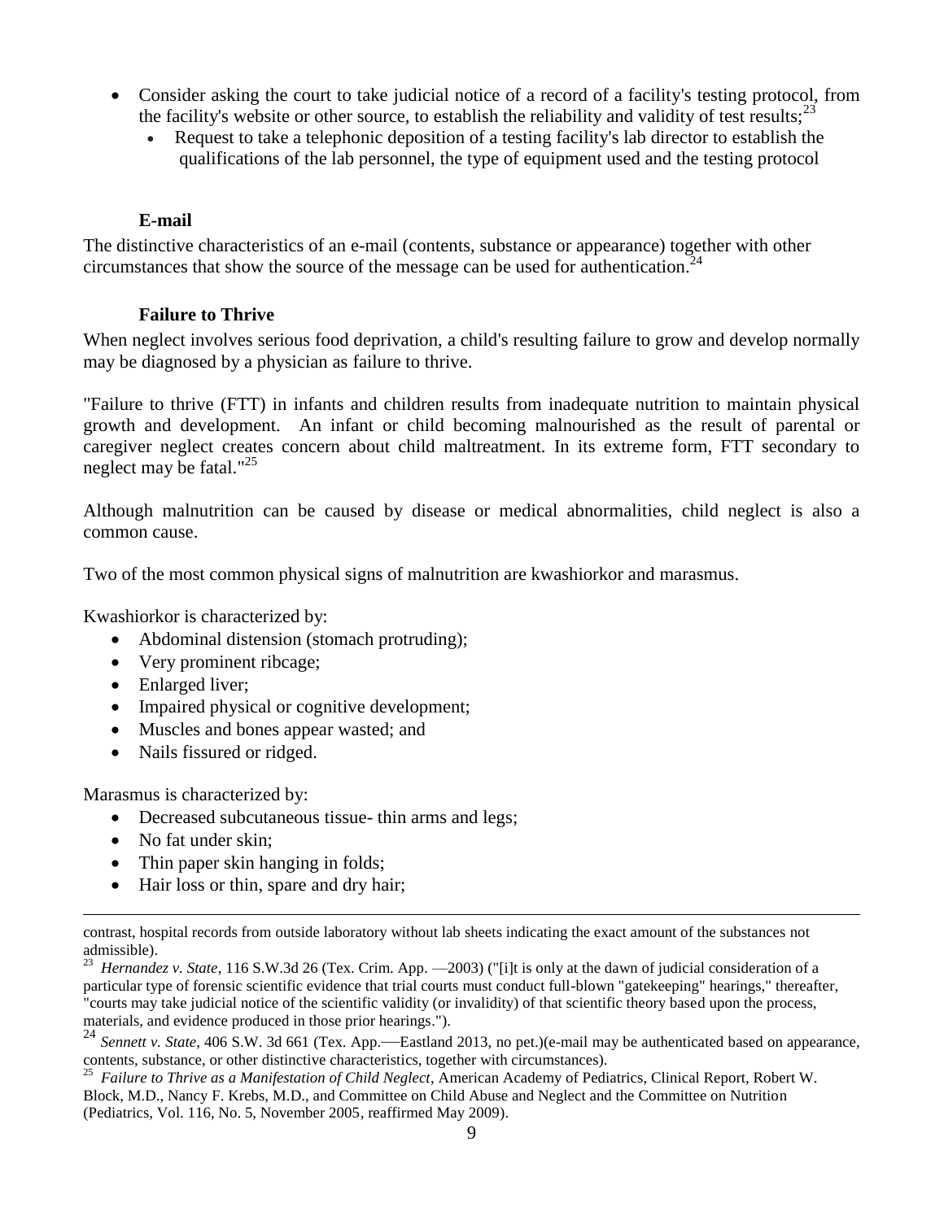- Consider asking the court to take judicial notice of a record of a facility's testing protocol, from the facility's website or other source, to establish the reliability and validity of test results;[23]
  - Request to take a telephonic deposition of a testing facility's lab director to establish the qualifications of the lab personnel, the type of equipment used and the testing protocol

### E-mail

The distinctive characteristics of an e-mail (contents, substance or appearance) together with other circumstances that show the source of the message can be used for authentication.[24]

### Failure to Thrive

When neglect involves serious food deprivation, a child's resulting failure to grow and develop normally may be diagnosed by a physician as failure to thrive.

"Failure to thrive (FTT) in infants and children results from inadequate nutrition to maintain physical growth and development. An infant or child becoming malnourished as the result of parental or caregiver neglect creates concern about child maltreatment. In its extreme form, FTT secondary to neglect may be fatal."[25]

Although malnutrition can be caused by disease or medical abnormalities, child neglect is also a common cause.

Two of the most common physical signs of malnutrition are kwashiorkor and marasmus.

Kwashiorkor is characterized by:

- Abdominal distension (stomach protruding);
- Very prominent ribcage;
- Enlarged liver;
- Impaired physical or cognitive development;
- Muscles and bones appear wasted; and
- Nails fissured or ridged.

Marasmus is characterized by:

- Decreased subcutaneous tissue- thin arms and legs;
- No fat under skin;
- Thin paper skin hanging in folds;
- Hair loss or thin, spare and dry hair;

---

contrast, hospital records from outside laboratory without lab sheets indicating the exact amount of the substances not admissible).

[23] *Hernandez v. State*, 116 S.W.3d 26 (Tex. Crim. App. —2003) ("[i]t is only at the dawn of judicial consideration of a particular type of forensic scientific evidence that trial courts must conduct full-blown "gatekeeping" hearings," thereafter, "courts may take judicial notice of the scientific validity (or invalidity) of that scientific theory based upon the process, materials, and evidence produced in those prior hearings.").

[24] *Sennett v. State*, 406 S.W. 3d 661 (Tex. App.—Eastland 2013, no pet.)(e-mail may be authenticated based on appearance, contents, substance, or other distinctive characteristics, together with circumstances).

[25] *Failure to Thrive as a Manifestation of Child Neglect*, American Academy of Pediatrics, Clinical Report, Robert W. Block, M.D., Nancy F. Krebs, M.D., and Committee on Child Abuse and Neglect and the Committee on Nutrition (Pediatrics, Vol. 116, No. 5, November 2005, reaffirmed May 2009).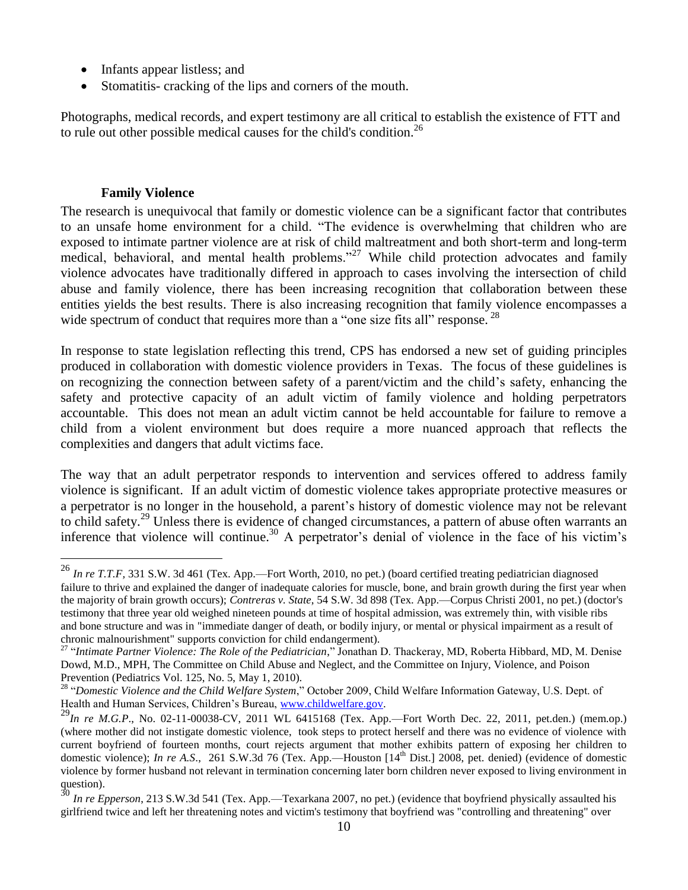- Infants appear listless; and
- Stomatitis- cracking of the lips and corners of the mouth.

Photographs, medical records, and expert testimony are all critical to establish the existence of FTT and to rule out other possible medical causes for the child's condition.[26]

### Family Violence

The research is unequivocal that family or domestic violence can be a significant factor that contributes to an unsafe home environment for a child. "The evidence is overwhelming that children who are exposed to intimate partner violence are at risk of child maltreatment and both short-term and long-term medical, behavioral, and mental health problems."[27] While child protection advocates and family violence advocates have traditionally differed in approach to cases involving the intersection of child abuse and family violence, there has been increasing recognition that collaboration between these entities yields the best results. There is also increasing recognition that family violence encompasses a wide spectrum of conduct that requires more than a "one size fits all" response.[28]

In response to state legislation reflecting this trend, CPS has endorsed a new set of guiding principles produced in collaboration with domestic violence providers in Texas. The focus of these guidelines is on recognizing the connection between safety of a parent/victim and the child's safety, enhancing the safety and protective capacity of an adult victim of family violence and holding perpetrators accountable. This does not mean an adult victim cannot be held accountable for failure to remove a child from a violent environment but does require a more nuanced approach that reflects the complexities and dangers that adult victims face.

The way that an adult perpetrator responds to intervention and services offered to address family violence is significant. If an adult victim of domestic violence takes appropriate protective measures or a perpetrator is no longer in the household, a parent's history of domestic violence may not be relevant to child safety.[29] Unless there is evidence of changed circumstances, a pattern of abuse often warrants an inference that violence will continue.[30] A perpetrator's denial of violence in the face of his victim's

---

[26] *In re T.T.F*, 331 S.W. 3d 461 (Tex. App.—Fort Worth, 2010, no pet.) (board certified treating pediatrician diagnosed failure to thrive and explained the danger of inadequate calories for muscle, bone, and brain growth during the first year when the majority of brain growth occurs); *Contreras v. State*, 54 S.W. 3d 898 (Tex. App.—Corpus Christi 2001, no pet.) (doctor's testimony that three year old weighed nineteen pounds at time of hospital admission, was extremely thin, with visible ribs and bone structure and was in "immediate danger of death, or bodily injury, or mental or physical impairment as a result of chronic malnourishment" supports conviction for child endangerment).

[27] "*Intimate Partner Violence: The Role of the Pediatrician*," Jonathan D. Thackeray, MD, Roberta Hibbard, MD, M. Denise Dowd, M.D., MPH, The Committee on Child Abuse and Neglect, and the Committee on Injury, Violence, and Poison Prevention (Pediatrics Vol. 125, No. 5, May 1, 2010).

[28] "*Domestic Violence and the Child Welfare System*," October 2009, Child Welfare Information Gateway, U.S. Dept. of Health and Human Services, Children's Bureau, www.childwelfare.gov.

[29] *In re M.G.P.*, No. 02-11-00038-CV, 2011 WL 6415168 (Tex. App.—Fort Worth Dec. 22, 2011, pet.den.) (mem.op.) (where mother did not instigate domestic violence, took steps to protect herself and there was no evidence of violence with current boyfriend of fourteen months, court rejects argument that mother exhibits pattern of exposing her children to domestic violence); *In re A.S.*, 261 S.W.3d 76 (Tex. App.—Houston [14th Dist.] 2008, pet. denied) (evidence of domestic violence by former husband not relevant in termination concerning later born children never exposed to living environment in question).

[30] *In re Epperson*, 213 S.W.3d 541 (Tex. App.—Texarkana 2007, no pet.) (evidence that boyfriend physically assaulted his girlfriend twice and left her threatening notes and victim's testimony that boyfriend was "controlling and threatening" over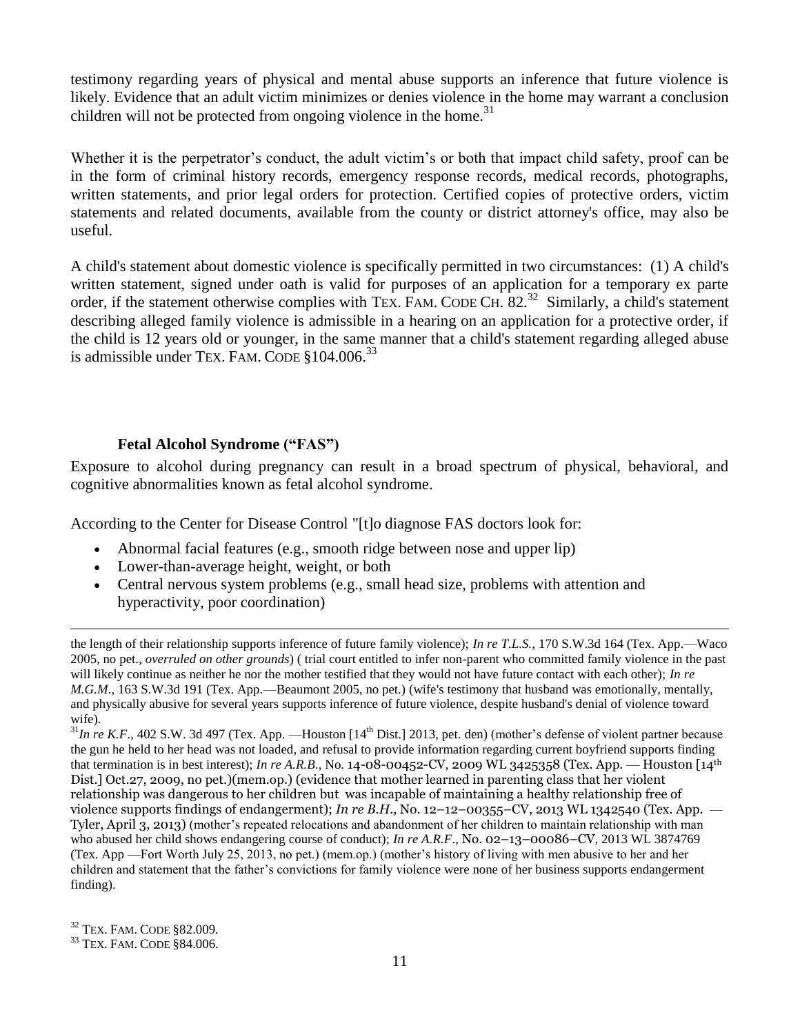testimony regarding years of physical and mental abuse supports an inference that future violence is likely. Evidence that an adult victim minimizes or denies violence in the home may warrant a conclusion children will not be protected from ongoing violence in the home.[31]

Whether it is the perpetrator's conduct, the adult victim's or both that impact child safety, proof can be in the form of criminal history records, emergency response records, medical records, photographs, written statements, and prior legal orders for protection. Certified copies of protective orders, victim statements and related documents, available from the county or district attorney's office, may also be useful.

A child's statement about domestic violence is specifically permitted in two circumstances: (1) A child's written statement, signed under oath is valid for purposes of an application for a temporary ex parte order, if the statement otherwise complies with TEX. FAM. CODE CH. 82.[32] Similarly, a child's statement describing alleged family violence is admissible in a hearing on an application for a protective order, if the child is 12 years old or younger, in the same manner that a child's statement regarding alleged abuse is admissible under TEX. FAM. CODE §104.006.[33]

### Fetal Alcohol Syndrome ("FAS")

Exposure to alcohol during pregnancy can result in a broad spectrum of physical, behavioral, and cognitive abnormalities known as fetal alcohol syndrome.

According to the Center for Disease Control "[t]o diagnose FAS doctors look for:

- Abnormal facial features (e.g., smooth ridge between nose and upper lip)
- Lower-than-average height, weight, or both
- Central nervous system problems (e.g., small head size, problems with attention and hyperactivity, poor coordination)

---

the length of their relationship supports inference of future family violence); *In re T.L.S.*, 170 S.W.3d 164 (Tex. App.—Waco 2005, no pet., *overruled on other grounds*) ( trial court entitled to infer non-parent who committed family violence in the past will likely continue as neither he nor the mother testified that they would not have future contact with each other); *In re M.G.M.*, 163 S.W.3d 191 (Tex. App.—Beaumont 2005, no pet.) (wife's testimony that husband was emotionally, mentally, and physically abusive for several years supports inference of future violence, despite husband's denial of violence toward wife).

[31] *In re K.F.*, 402 S.W. 3d 497 (Tex. App. —Houston [14th Dist.] 2013, pet. den) (mother's defense of violent partner because the gun he held to her head was not loaded, and refusal to provide information regarding current boyfriend supports finding that termination is in best interest); *In re A.R.B.*, No. 14-08-00452-CV, 2009 WL 3425358 (Tex. App. — Houston [14th Dist.] Oct.27, 2009, no pet.)(mem.op.) (evidence that mother learned in parenting class that her violent relationship was dangerous to her children but was incapable of maintaining a healthy relationship free of violence supports findings of endangerment); *In re B.H.*, No. 12–12–00355–CV, 2013 WL 1342540 (Tex. App. — Tyler, April 3, 2013) (mother's repeated relocations and abandonment of her children to maintain relationship with man who abused her child shows endangering course of conduct); *In re A.R.F.*, No. 02–13–00086–CV, 2013 WL 3874769 (Tex. App —Fort Worth July 25, 2013, no pet.) (mem.op.) (mother's history of living with men abusive to her and her children and statement that the father's convictions for family violence were none of her business supports endangerment finding).

[32] TEX. FAM. CODE §82.009.

[33] TEX. FAM. CODE §84.006.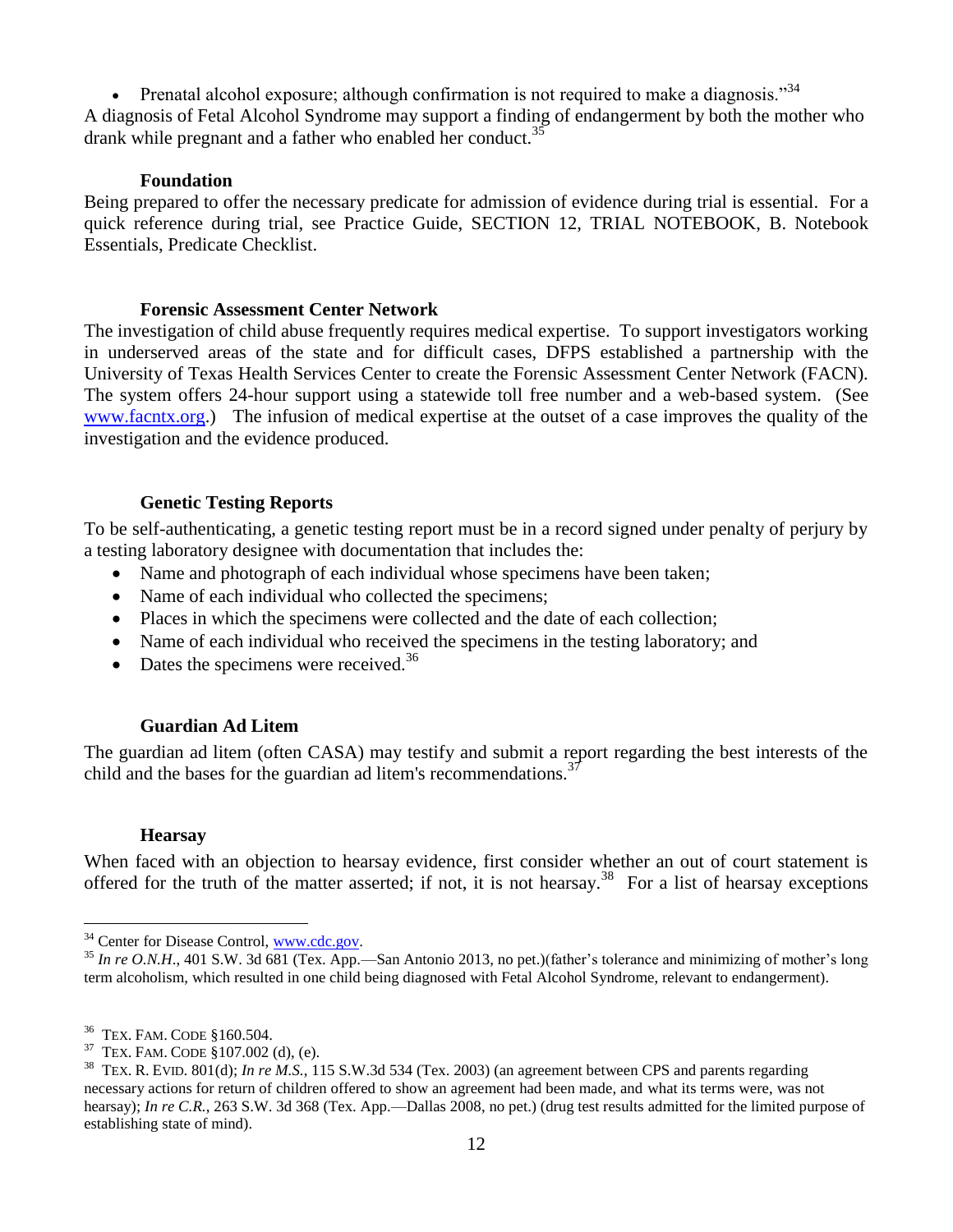- Prenatal alcohol exposure; although confirmation is not required to make a diagnosis."[34]

A diagnosis of Fetal Alcohol Syndrome may support a finding of endangerment by both the mother who drank while pregnant and a father who enabled her conduct.[35]

### Foundation

Being prepared to offer the necessary predicate for admission of evidence during trial is essential. For a quick reference during trial, see Practice Guide, SECTION 12, TRIAL NOTEBOOK, B. Notebook Essentials, Predicate Checklist.

### Forensic Assessment Center Network

The investigation of child abuse frequently requires medical expertise. To support investigators working in underserved areas of the state and for difficult cases, DFPS established a partnership with the University of Texas Health Services Center to create the Forensic Assessment Center Network (FACN). The system offers 24-hour support using a statewide toll free number and a web-based system. (See www.facntx.org.) The infusion of medical expertise at the outset of a case improves the quality of the investigation and the evidence produced.

### Genetic Testing Reports

To be self-authenticating, a genetic testing report must be in a record signed under penalty of perjury by a testing laboratory designee with documentation that includes the:

- Name and photograph of each individual whose specimens have been taken;
- Name of each individual who collected the specimens;
- Places in which the specimens were collected and the date of each collection;
- Name of each individual who received the specimens in the testing laboratory; and
- Dates the specimens were received.[36]

### Guardian Ad Litem

The guardian ad litem (often CASA) may testify and submit a report regarding the best interests of the child and the bases for the guardian ad litem's recommendations.[37]

### Hearsay

When faced with an objection to hearsay evidence, first consider whether an out of court statement is offered for the truth of the matter asserted; if not, it is not hearsay.[38] For a list of hearsay exceptions

---

[34] Center for Disease Control, www.cdc.gov.

[35] *In re O.N.H*., 401 S.W. 3d 681 (Tex. App.—San Antonio 2013, no pet.)(father's tolerance and minimizing of mother's long term alcoholism, which resulted in one child being diagnosed with Fetal Alcohol Syndrome, relevant to endangerment).

[36] TEX. FAM. CODE §160.504.

[37] TEX. FAM. CODE §107.002 (d), (e).

[38] TEX. R. EVID. 801(d); *In re M.S.*, 115 S.W.3d 534 (Tex. 2003) (an agreement between CPS and parents regarding necessary actions for return of children offered to show an agreement had been made, and what its terms were, was not hearsay); *In re C.R.*, 263 S.W. 3d 368 (Tex. App.—Dallas 2008, no pet.) (drug test results admitted for the limited purpose of establishing state of mind).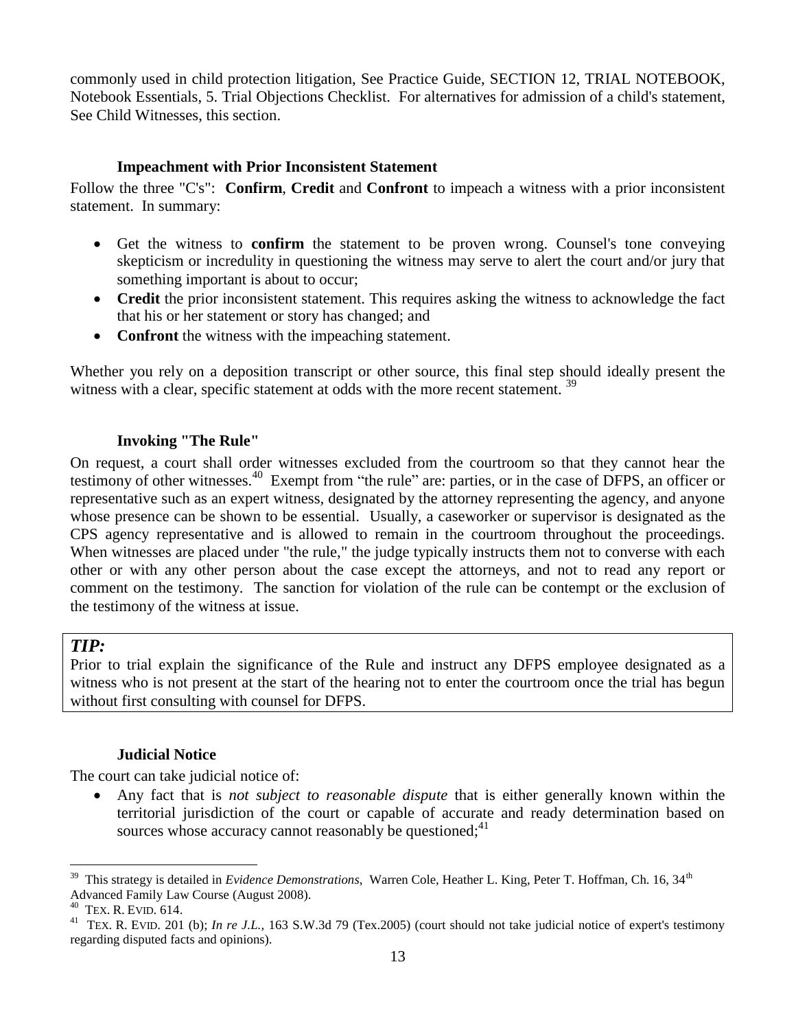commonly used in child protection litigation, See Practice Guide, SECTION 12, TRIAL NOTEBOOK, Notebook Essentials, 5. Trial Objections Checklist. For alternatives for admission of a child's statement, See Child Witnesses, this section.

### Impeachment with Prior Inconsistent Statement

Follow the three "C's": **Confirm**, **Credit** and **Confront** to impeach a witness with a prior inconsistent statement. In summary:

- Get the witness to **confirm** the statement to be proven wrong. Counsel's tone conveying skepticism or incredulity in questioning the witness may serve to alert the court and/or jury that something important is about to occur;
- **Credit** the prior inconsistent statement. This requires asking the witness to acknowledge the fact that his or her statement or story has changed; and
- **Confront** the witness with the impeaching statement.

Whether you rely on a deposition transcript or other source, this final step should ideally present the witness with a clear, specific statement at odds with the more recent statement. [39]

### Invoking "The Rule"

On request, a court shall order witnesses excluded from the courtroom so that they cannot hear the testimony of other witnesses.[40] Exempt from "the rule" are: parties, or in the case of DFPS, an officer or representative such as an expert witness, designated by the attorney representing the agency, and anyone whose presence can be shown to be essential. Usually, a caseworker or supervisor is designated as the CPS agency representative and is allowed to remain in the courtroom throughout the proceedings. When witnesses are placed under "the rule," the judge typically instructs them not to converse with each other or with any other person about the case except the attorneys, and not to read any report or comment on the testimony. The sanction for violation of the rule can be contempt or the exclusion of the testimony of the witness at issue.

> ***TIP:***
> Prior to trial explain the significance of the Rule and instruct any DFPS employee designated as a witness who is not present at the start of the hearing not to enter the courtroom once the trial has begun without first consulting with counsel for DFPS.

### Judicial Notice

The court can take judicial notice of:

- Any fact that is *not subject to reasonable dispute* that is either generally known within the territorial jurisdiction of the court or capable of accurate and ready determination based on sources whose accuracy cannot reasonably be questioned;[41]

---

[39] This strategy is detailed in *Evidence Demonstrations*, Warren Cole, Heather L. King, Peter T. Hoffman, Ch. 16, 34th Advanced Family Law Course (August 2008).

[40] TEX. R. EVID. 614.

[41] TEX. R. EVID. 201 (b); *In re J.L.*, 163 S.W.3d 79 (Tex.2005) (court should not take judicial notice of expert's testimony regarding disputed facts and opinions).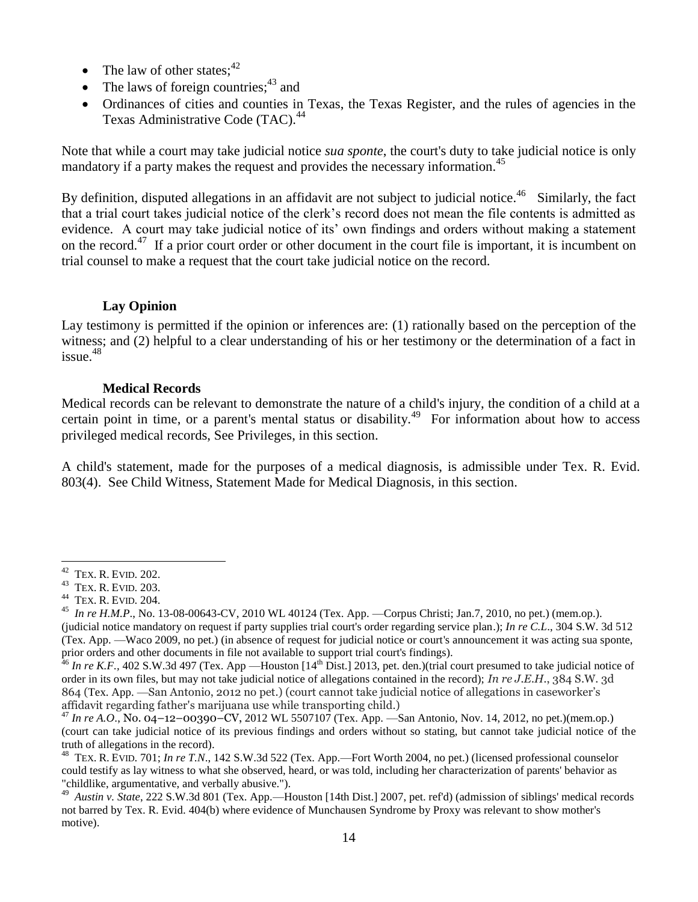- The law of other states;[42]
- The laws of foreign countries;[43] and
- Ordinances of cities and counties in Texas, the Texas Register, and the rules of agencies in the Texas Administrative Code (TAC).[44]

Note that while a court may take judicial notice *sua sponte*, the court's duty to take judicial notice is only mandatory if a party makes the request and provides the necessary information.[45]

By definition, disputed allegations in an affidavit are not subject to judicial notice.[46] Similarly, the fact that a trial court takes judicial notice of the clerk's record does not mean the file contents is admitted as evidence. A court may take judicial notice of its' own findings and orders without making a statement on the record.[47] If a prior court order or other document in the court file is important, it is incumbent on trial counsel to make a request that the court take judicial notice on the record.

### Lay Opinion

Lay testimony is permitted if the opinion or inferences are: (1) rationally based on the perception of the witness; and (2) helpful to a clear understanding of his or her testimony or the determination of a fact in issue.[48]

### Medical Records

Medical records can be relevant to demonstrate the nature of a child's injury, the condition of a child at a certain point in time, or a parent's mental status or disability.[49] For information about how to access privileged medical records, See Privileges, in this section.

A child's statement, made for the purposes of a medical diagnosis, is admissible under Tex. R. Evid. 803(4). See Child Witness, Statement Made for Medical Diagnosis, in this section.

---

[42] TEX. R. EVID. 202.

[43] TEX. R. EVID. 203.

[44] TEX. R. EVID. 204.

[45] *In re H.M.P*., No. 13-08-00643-CV, 2010 WL 40124 (Tex. App. —Corpus Christi; Jan.7, 2010, no pet.) (mem.op.). (judicial notice mandatory on request if party supplies trial court's order regarding service plan.); *In re C.L*., 304 S.W. 3d 512 (Tex. App. —Waco 2009, no pet.) (in absence of request for judicial notice or court's announcement it was acting sua sponte, prior orders and other documents in file not available to support trial court's findings).

[46] *In re K.F.,* 402 S.W.3d 497 (Tex. App —Houston [14th Dist.] 2013, pet. den.)(trial court presumed to take judicial notice of order in its own files, but may not take judicial notice of allegations contained in the record); *In re J.E.H*., 384 S.W. 3d 864 (Tex. App. —San Antonio, 2012 no pet.) (court cannot take judicial notice of allegations in caseworker's affidavit regarding father's marijuana use while transporting child.)

[47] *In re A.O*., No. 04–12–00390–CV, 2012 WL 5507107 (Tex. App. —San Antonio, Nov. 14, 2012, no pet.)(mem.op.) (court can take judicial notice of its previous findings and orders without so stating, but cannot take judicial notice of the truth of allegations in the record).

[48] TEX. R. EVID. 701; *In re T.N*., 142 S.W.3d 522 (Tex. App.—Fort Worth 2004, no pet.) (licensed professional counselor could testify as lay witness to what she observed, heard, or was told, including her characterization of parents' behavior as "childlike, argumentative, and verbally abusive.").

[49] *Austin v. State*, 222 S.W.3d 801 (Tex. App.—Houston [14th Dist.] 2007, pet. ref'd) (admission of siblings' medical records not barred by Tex. R. Evid. 404(b) where evidence of Munchausen Syndrome by Proxy was relevant to show mother's motive).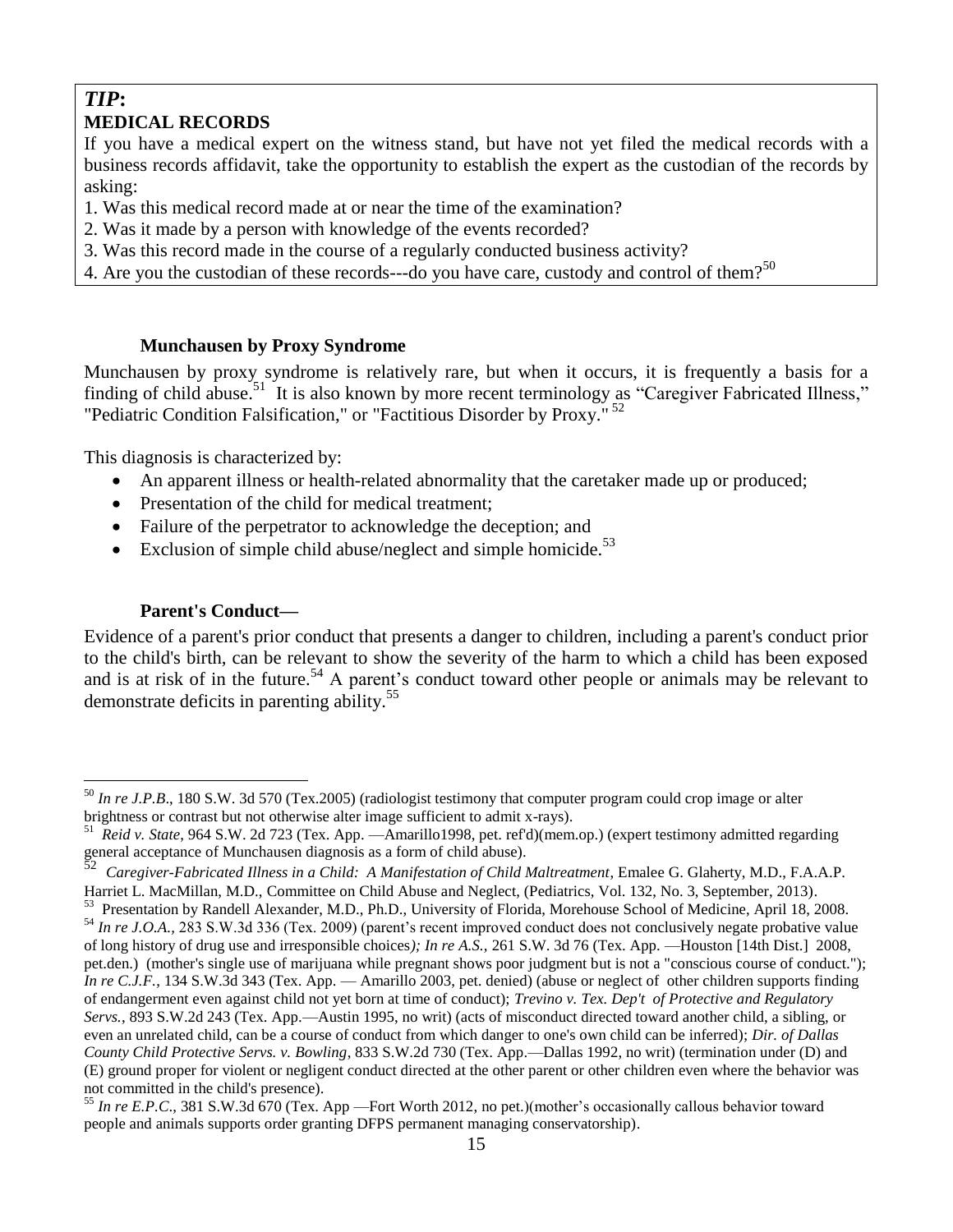***TIP*:**
**MEDICAL RECORDS**

If you have a medical expert on the witness stand, but have not yet filed the medical records with a business records affidavit, take the opportunity to establish the expert as the custodian of the records by asking:

1. Was this medical record made at or near the time of the examination?
2. Was it made by a person with knowledge of the events recorded?
3. Was this record made in the course of a regularly conducted business activity?
4. Are you the custodian of these records---do you have care, custody and control of them?[50]

### Munchausen by Proxy Syndrome

Munchausen by proxy syndrome is relatively rare, but when it occurs, it is frequently a basis for a finding of child abuse.[51] It is also known by more recent terminology as "Caregiver Fabricated Illness," "Pediatric Condition Falsification," or "Factitious Disorder by Proxy." [52]

This diagnosis is characterized by:

- An apparent illness or health-related abnormality that the caretaker made up or produced;
- Presentation of the child for medical treatment;
- Failure of the perpetrator to acknowledge the deception; and
- Exclusion of simple child abuse/neglect and simple homicide.[53]

### Parent's Conduct—

Evidence of a parent's prior conduct that presents a danger to children, including a parent's conduct prior to the child's birth, can be relevant to show the severity of the harm to which a child has been exposed and is at risk of in the future.[54] A parent's conduct toward other people or animals may be relevant to demonstrate deficits in parenting ability.[55]

---

[50] *In re J.P.B*., 180 S.W. 3d 570 (Tex.2005) (radiologist testimony that computer program could crop image or alter brightness or contrast but not otherwise alter image sufficient to admit x-rays).

[51] *Reid v. State*, 964 S.W. 2d 723 (Tex. App. —Amarillo1998, pet. ref'd)(mem.op.) (expert testimony admitted regarding general acceptance of Munchausen diagnosis as a form of child abuse).

[52] *Caregiver-Fabricated Illness in a Child: A Manifestation of Child Maltreatment*, Emalee G. Glaherty, M.D., F.A.A.P. Harriet L. MacMillan, M.D., Committee on Child Abuse and Neglect, (Pediatrics, Vol. 132, No. 3, September, 2013).

[53] Presentation by Randell Alexander, M.D., Ph.D., University of Florida, Morehouse School of Medicine, April 18, 2008.

[54] *In re J.O.A.*, 283 S.W.3d 336 (Tex. 2009) (parent's recent improved conduct does not conclusively negate probative value of long history of drug use and irresponsible choices*); In re A.S.*, 261 S.W. 3d 76 (Tex. App. —Houston [14th Dist.] 2008, pet.den.) (mother's single use of marijuana while pregnant shows poor judgment but is not a "conscious course of conduct."); *In re C.J.F.*, 134 S.W.3d 343 (Tex. App. — Amarillo 2003, pet. denied) (abuse or neglect of other children supports finding of endangerment even against child not yet born at time of conduct); *Trevino v. Tex. Dep't of Protective and Regulatory Servs.*, 893 S.W.2d 243 (Tex. App.—Austin 1995, no writ) (acts of misconduct directed toward another child, a sibling, or even an unrelated child, can be a course of conduct from which danger to one's own child can be inferred); *Dir. of Dallas County Child Protective Servs. v. Bowling*, 833 S.W.2d 730 (Tex. App.—Dallas 1992, no writ) (termination under (D) and (E) ground proper for violent or negligent conduct directed at the other parent or other children even where the behavior was not committed in the child's presence).

[55] *In re E.P.C*., 381 S.W.3d 670 (Tex. App —Fort Worth 2012, no pet.)(mother's occasionally callous behavior toward people and animals supports order granting DFPS permanent managing conservatorship).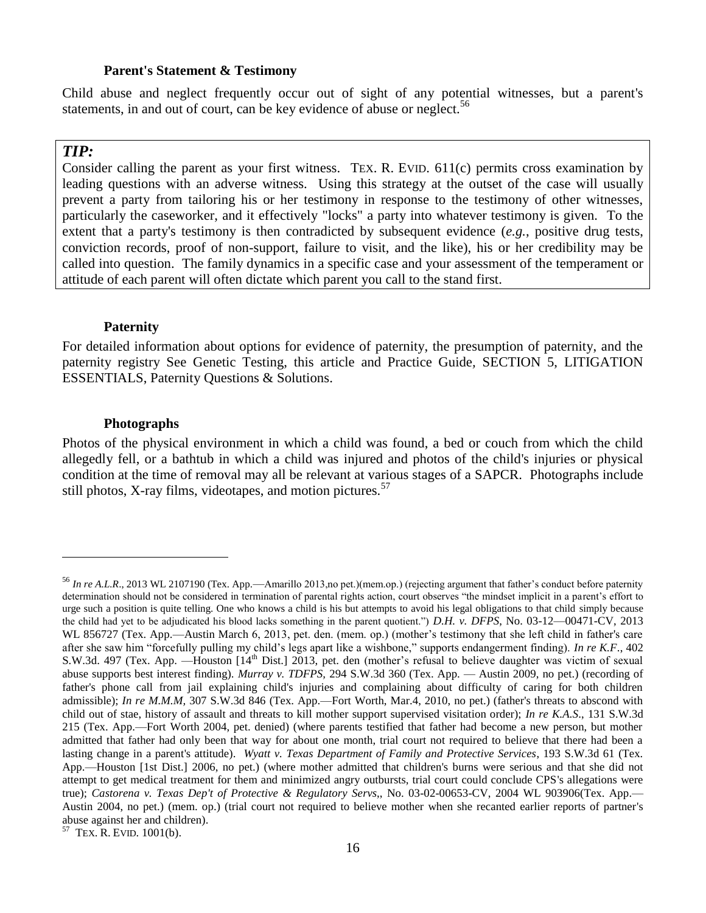### Parent's Statement & Testimony

Child abuse and neglect frequently occur out of sight of any potential witnesses, but a parent's statements, in and out of court, can be key evidence of abuse or neglect.[56]

> ***TIP:***
>
> Consider calling the parent as your first witness. TEX. R. EVID. 611(c) permits cross examination by leading questions with an adverse witness. Using this strategy at the outset of the case will usually prevent a party from tailoring his or her testimony in response to the testimony of other witnesses, particularly the caseworker, and it effectively "locks" a party into whatever testimony is given. To the extent that a party's testimony is then contradicted by subsequent evidence (*e.g.*, positive drug tests, conviction records, proof of non-support, failure to visit, and the like), his or her credibility may be called into question. The family dynamics in a specific case and your assessment of the temperament or attitude of each parent will often dictate which parent you call to the stand first.

### Paternity

For detailed information about options for evidence of paternity, the presumption of paternity, and the paternity registry See Genetic Testing, this article and Practice Guide, SECTION 5, LITIGATION ESSENTIALS, Paternity Questions & Solutions.

### Photographs

Photos of the physical environment in which a child was found, a bed or couch from which the child allegedly fell, or a bathtub in which a child was injured and photos of the child's injuries or physical condition at the time of removal may all be relevant at various stages of a SAPCR. Photographs include still photos, X-ray films, videotapes, and motion pictures.[57]

---

[56] *In re A.L.R*., 2013 WL 2107190 (Tex. App.—Amarillo 2013,no pet.)(mem.op.) (rejecting argument that father's conduct before paternity determination should not be considered in termination of parental rights action, court observes "the mindset implicit in a parent's effort to urge such a position is quite telling. One who knows a child is his but attempts to avoid his legal obligations to that child simply because the child had yet to be adjudicated his blood lacks something in the parent quotient.") *D.H. v. DFPS*, No. 03-12—00471-CV, 2013 WL 856727 (Tex. App.—Austin March 6, 2013, pet. den. (mem. op.) (mother's testimony that she left child in father's care after she saw him "forcefully pulling my child's legs apart like a wishbone," supports endangerment finding). *In re K.F*., 402 S.W.3d. 497 (Tex. App. —Houston [14th Dist.] 2013, pet. den (mother's refusal to believe daughter was victim of sexual abuse supports best interest finding). *Murray v. TDFPS,* 294 S.W.3d 360 (Tex. App. — Austin 2009, no pet.) (recording of father's phone call from jail explaining child's injuries and complaining about difficulty of caring for both children admissible); *In re M.M.M,* 307 S.W.3d 846 (Tex. App.—Fort Worth, Mar.4, 2010, no pet.) (father's threats to abscond with child out of stae, history of assault and threats to kill mother support supervised visitation order); *In re K.A.S*., 131 S.W.3d 215 (Tex. App.—Fort Worth 2004, pet. denied) (where parents testified that father had become a new person, but mother admitted that father had only been that way for about one month, trial court not required to believe that there had been a lasting change in a parent's attitude). *Wyatt v. Texas Department of Family and Protective Services*, 193 S.W.3d 61 (Tex. App.—Houston [1st Dist.] 2006, no pet.) (where mother admitted that children's burns were serious and that she did not attempt to get medical treatment for them and minimized angry outbursts, trial court could conclude CPS's allegations were true); *Castorena v. Texas Dep't of Protective & Regulatory Servs*,, No. 03-02-00653-CV, 2004 WL 903906(Tex. App.—Austin 2004, no pet.) (mem. op.) (trial court not required to believe mother when she recanted earlier reports of partner's abuse against her and children).

[57] TEX. R. EVID. 1001(b).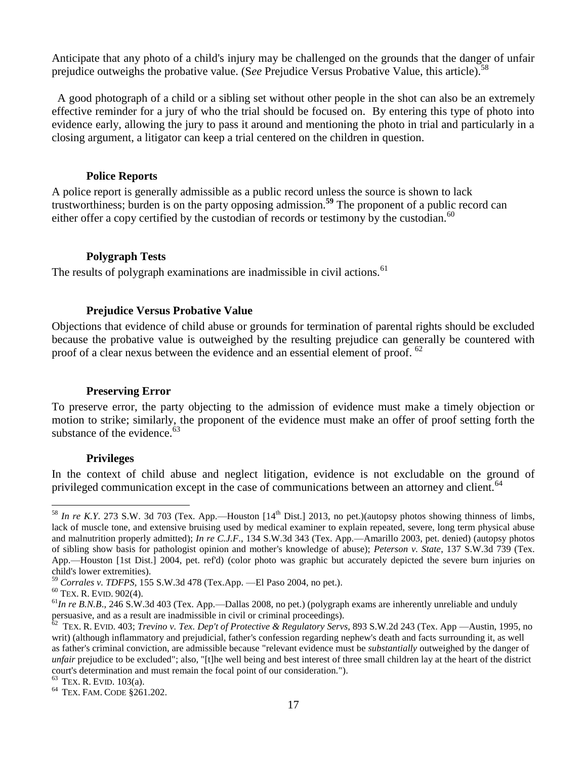Anticipate that any photo of a child's injury may be challenged on the grounds that the danger of unfair prejudice outweighs the probative value. (S*ee* Prejudice Versus Probative Value, this article).[58]

A good photograph of a child or a sibling set without other people in the shot can also be an extremely effective reminder for a jury of who the trial should be focused on. By entering this type of photo into evidence early, allowing the jury to pass it around and mentioning the photo in trial and particularly in a closing argument, a litigator can keep a trial centered on the children in question.

### Police Reports

A police report is generally admissible as a public record unless the source is shown to lack trustworthiness; burden is on the party opposing admission.[59] The proponent of a public record can either offer a copy certified by the custodian of records or testimony by the custodian.[60]

### Polygraph Tests

The results of polygraph examinations are inadmissible in civil actions.[61]

### Prejudice Versus Probative Value

Objections that evidence of child abuse or grounds for termination of parental rights should be excluded because the probative value is outweighed by the resulting prejudice can generally be countered with proof of a clear nexus between the evidence and an essential element of proof. [62]

### Preserving Error

To preserve error, the party objecting to the admission of evidence must make a timely objection or motion to strike; similarly, the proponent of the evidence must make an offer of proof setting forth the substance of the evidence.[63]

### Privileges

In the context of child abuse and neglect litigation, evidence is not excludable on the ground of privileged communication except in the case of communications between an attorney and client.[64]

---

[58] *In re K.Y.* 273 S.W. 3d 703 (Tex. App.—Houston [14th Dist.] 2013, no pet.)(autopsy photos showing thinness of limbs, lack of muscle tone, and extensive bruising used by medical examiner to explain repeated, severe, long term physical abuse and malnutrition properly admitted); *In re C.J.F*., 134 S.W.3d 343 (Tex. App.—Amarillo 2003, pet. denied) (autopsy photos of sibling show basis for pathologist opinion and mother's knowledge of abuse); *Peterson v. State*, 137 S.W.3d 739 (Tex. App.—Houston [1st Dist.] 2004, pet. ref'd) (color photo was graphic but accurately depicted the severe burn injuries on child's lower extremities).

[59] *Corrales v. TDFPS*, 155 S.W.3d 478 (Tex.App. —El Paso 2004, no pet.).

[60] TEX. R. EVID. 902(4).

[61] *In re B.N.B*., 246 S.W.3d 403 (Tex. App.—Dallas 2008, no pet.) (polygraph exams are inherently unreliable and unduly persuasive, and as a result are inadmissible in civil or criminal proceedings).

[62] TEX. R. EVID. 403; *Trevino v. Tex. Dep't of Protective & Regulatory Servs*, 893 S.W.2d 243 (Tex. App —Austin, 1995, no writ) (although inflammatory and prejudicial, father's confession regarding nephew's death and facts surrounding it, as well as father's criminal conviction, are admissible because "relevant evidence must be *substantially* outweighed by the danger of *unfair* prejudice to be excluded"; also, "[t]he well being and best interest of three small children lay at the heart of the district court's determination and must remain the focal point of our consideration.").

[63] TEX. R. EVID. 103(a).

[64] TEX. FAM. CODE §261.202.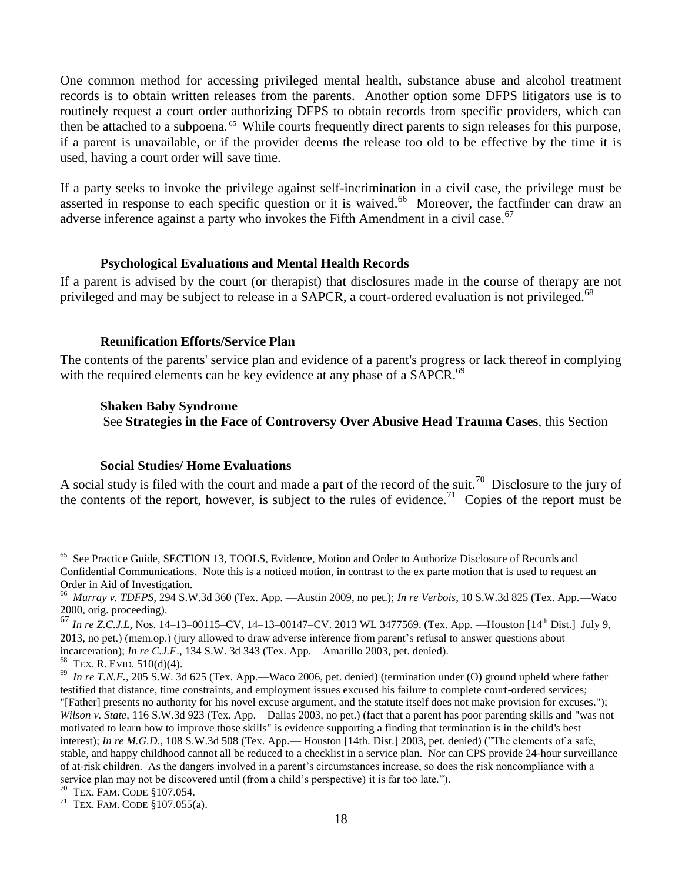One common method for accessing privileged mental health, substance abuse and alcohol treatment records is to obtain written releases from the parents. Another option some DFPS litigators use is to routinely request a court order authorizing DFPS to obtain records from specific providers, which can then be attached to a subpoena.[65] While courts frequently direct parents to sign releases for this purpose, if a parent is unavailable, or if the provider deems the release too old to be effective by the time it is used, having a court order will save time.

If a party seeks to invoke the privilege against self-incrimination in a civil case, the privilege must be asserted in response to each specific question or it is waived.[66] Moreover, the factfinder can draw an adverse inference against a party who invokes the Fifth Amendment in a civil case.[67]

### Psychological Evaluations and Mental Health Records

If a parent is advised by the court (or therapist) that disclosures made in the course of therapy are not privileged and may be subject to release in a SAPCR, a court-ordered evaluation is not privileged.[68]

### Reunification Efforts/Service Plan

The contents of the parents' service plan and evidence of a parent's progress or lack thereof in complying with the required elements can be key evidence at any phase of a SAPCR.[69]

### Shaken Baby Syndrome

See **Strategies in the Face of Controversy Over Abusive Head Trauma Cases**, this Section

### Social Studies/ Home Evaluations

A social study is filed with the court and made a part of the record of the suit.[70] Disclosure to the jury of the contents of the report, however, is subject to the rules of evidence.[71] Copies of the report must be

---

[65] See Practice Guide, SECTION 13, TOOLS, Evidence, Motion and Order to Authorize Disclosure of Records and Confidential Communications. Note this is a noticed motion, in contrast to the ex parte motion that is used to request an Order in Aid of Investigation.

[66] *Murray v. TDFPS*, 294 S.W.3d 360 (Tex. App. —Austin 2009, no pet.); *In re Verbois*, 10 S.W.3d 825 (Tex. App.—Waco 2000, orig. proceeding).

[67] *In re Z.C.J.L*, Nos. 14–13–00115–CV, 14–13–00147–CV. 2013 WL 3477569. (Tex. App. —Houston [14th Dist.] July 9, 2013, no pet.) (mem.op.) (jury allowed to draw adverse inference from parent's refusal to answer questions about incarceration); *In re C.J.F*., 134 S.W. 3d 343 (Tex. App.—Amarillo 2003, pet. denied).

[68] TEX. R. EVID. 510(d)(4).

[69] *In re T.N.F.*, 205 S.W. 3d 625 (Tex. App.—Waco 2006, pet. denied) (termination under (O) ground upheld where father testified that distance, time constraints, and employment issues excused his failure to complete court-ordered services; "[Father] presents no authority for his novel excuse argument, and the statute itself does not make provision for excuses."); *Wilson v. State*, 116 S.W.3d 923 (Tex. App.—Dallas 2003, no pet.) (fact that a parent has poor parenting skills and "was not motivated to learn how to improve those skills" is evidence supporting a finding that termination is in the child's best interest); *In re M.G.D*., 108 S.W.3d 508 (Tex. App.— Houston [14th. Dist.] 2003, pet. denied) ("The elements of a safe, stable, and happy childhood cannot all be reduced to a checklist in a service plan. Nor can CPS provide 24-hour surveillance of at-risk children. As the dangers involved in a parent's circumstances increase, so does the risk noncompliance with a service plan may not be discovered until (from a child's perspective) it is far too late.").

[70] TEX. FAM. CODE §107.054.

[71] TEX. FAM. CODE §107.055(a).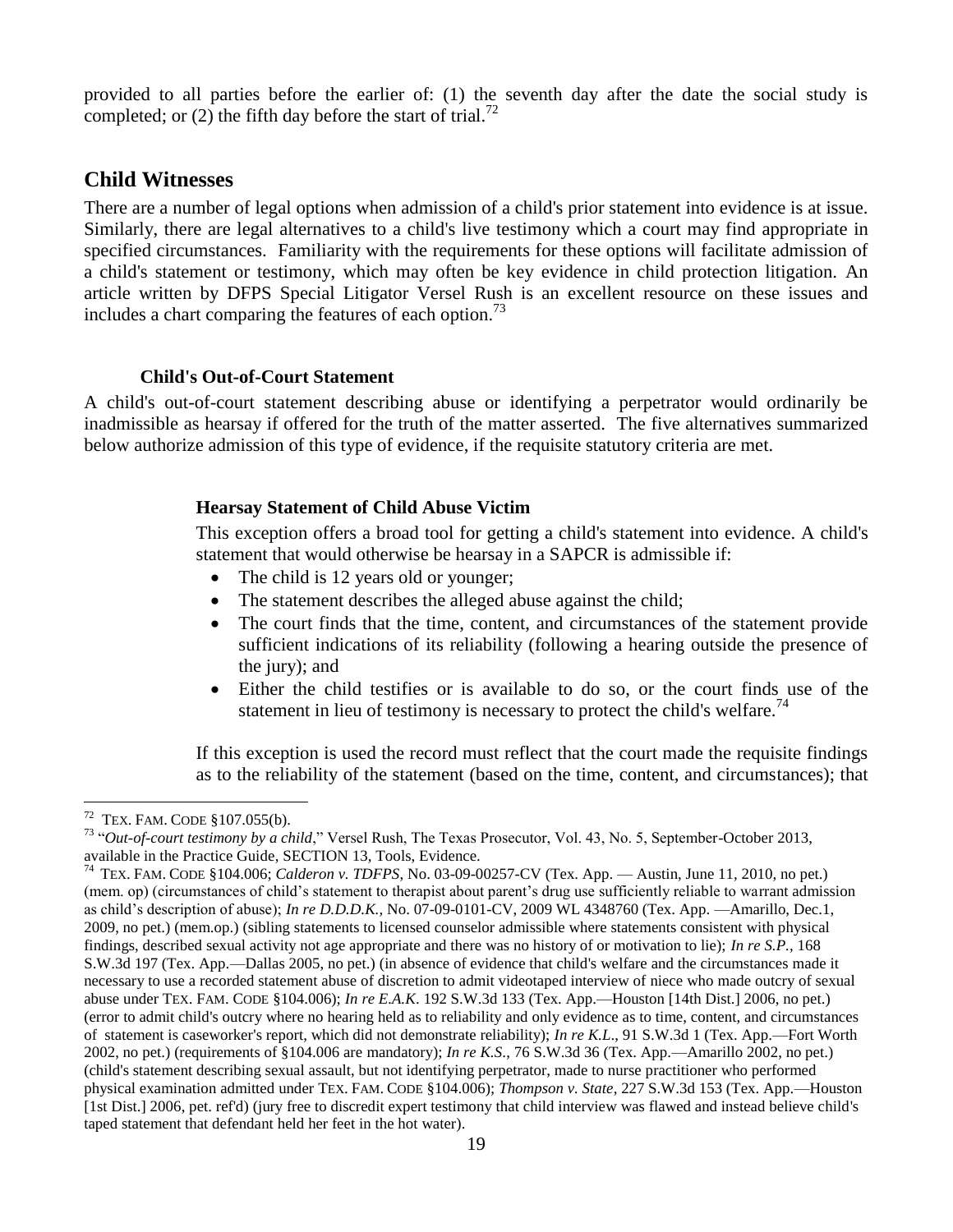provided to all parties before the earlier of: (1) the seventh day after the date the social study is completed; or (2) the fifth day before the start of trial.[72]

## Child Witnesses

There are a number of legal options when admission of a child's prior statement into evidence is at issue. Similarly, there are legal alternatives to a child's live testimony which a court may find appropriate in specified circumstances. Familiarity with the requirements for these options will facilitate admission of a child's statement or testimony, which may often be key evidence in child protection litigation. An article written by DFPS Special Litigator Versel Rush is an excellent resource on these issues and includes a chart comparing the features of each option.[73]

### Child's Out-of-Court Statement

A child's out-of-court statement describing abuse or identifying a perpetrator would ordinarily be inadmissible as hearsay if offered for the truth of the matter asserted. The five alternatives summarized below authorize admission of this type of evidence, if the requisite statutory criteria are met.

#### Hearsay Statement of Child Abuse Victim

This exception offers a broad tool for getting a child's statement into evidence. A child's statement that would otherwise be hearsay in a SAPCR is admissible if:

- The child is 12 years old or younger;
- The statement describes the alleged abuse against the child;
- The court finds that the time, content, and circumstances of the statement provide sufficient indications of its reliability (following a hearing outside the presence of the jury); and
- Either the child testifies or is available to do so, or the court finds use of the statement in lieu of testimony is necessary to protect the child's welfare.[74]

If this exception is used the record must reflect that the court made the requisite findings as to the reliability of the statement (based on the time, content, and circumstances); that

---

[72] TEX. FAM. CODE §107.055(b).

[73] "*Out-of-court testimony by a child*," Versel Rush, The Texas Prosecutor, Vol. 43, No. 5, September-October 2013, available in the Practice Guide, SECTION 13, Tools, Evidence.

[74] TEX. FAM. CODE §104.006; *Calderon v. TDFPS*, No. 03-09-00257-CV (Tex. App. — Austin, June 11, 2010, no pet.) (mem. op) (circumstances of child's statement to therapist about parent's drug use sufficiently reliable to warrant admission as child's description of abuse); *In re D.D.D.K.,* No. 07-09-0101-CV, 2009 WL 4348760 (Tex. App. —Amarillo, Dec.1, 2009, no pet.) (mem.op.) (sibling statements to licensed counselor admissible where statements consistent with physical findings, described sexual activity not age appropriate and there was no history of or motivation to lie); *In re S.P.,* 168 S.W.3d 197 (Tex. App.—Dallas 2005, no pet.) (in absence of evidence that child's welfare and the circumstances made it necessary to use a recorded statement abuse of discretion to admit videotaped interview of niece who made outcry of sexual abuse under TEX. FAM. CODE §104.006); *In re E.A.K.* 192 S.W.3d 133 (Tex. App.—Houston [14th Dist.] 2006, no pet.) (error to admit child's outcry where no hearing held as to reliability and only evidence as to time, content, and circumstances of statement is caseworker's report, which did not demonstrate reliability); *In re K.L*., 91 S.W.3d 1 (Tex. App.—Fort Worth 2002, no pet.) (requirements of §104.006 are mandatory); *In re K.S.*, 76 S.W.3d 36 (Tex. App.—Amarillo 2002, no pet.) (child's statement describing sexual assault, but not identifying perpetrator, made to nurse practitioner who performed physical examination admitted under TEX. FAM. CODE §104.006); *Thompson v. State*, 227 S.W.3d 153 (Tex. App.—Houston [1st Dist.] 2006, pet. ref'd) (jury free to discredit expert testimony that child interview was flawed and instead believe child's taped statement that defendant held her feet in the hot water).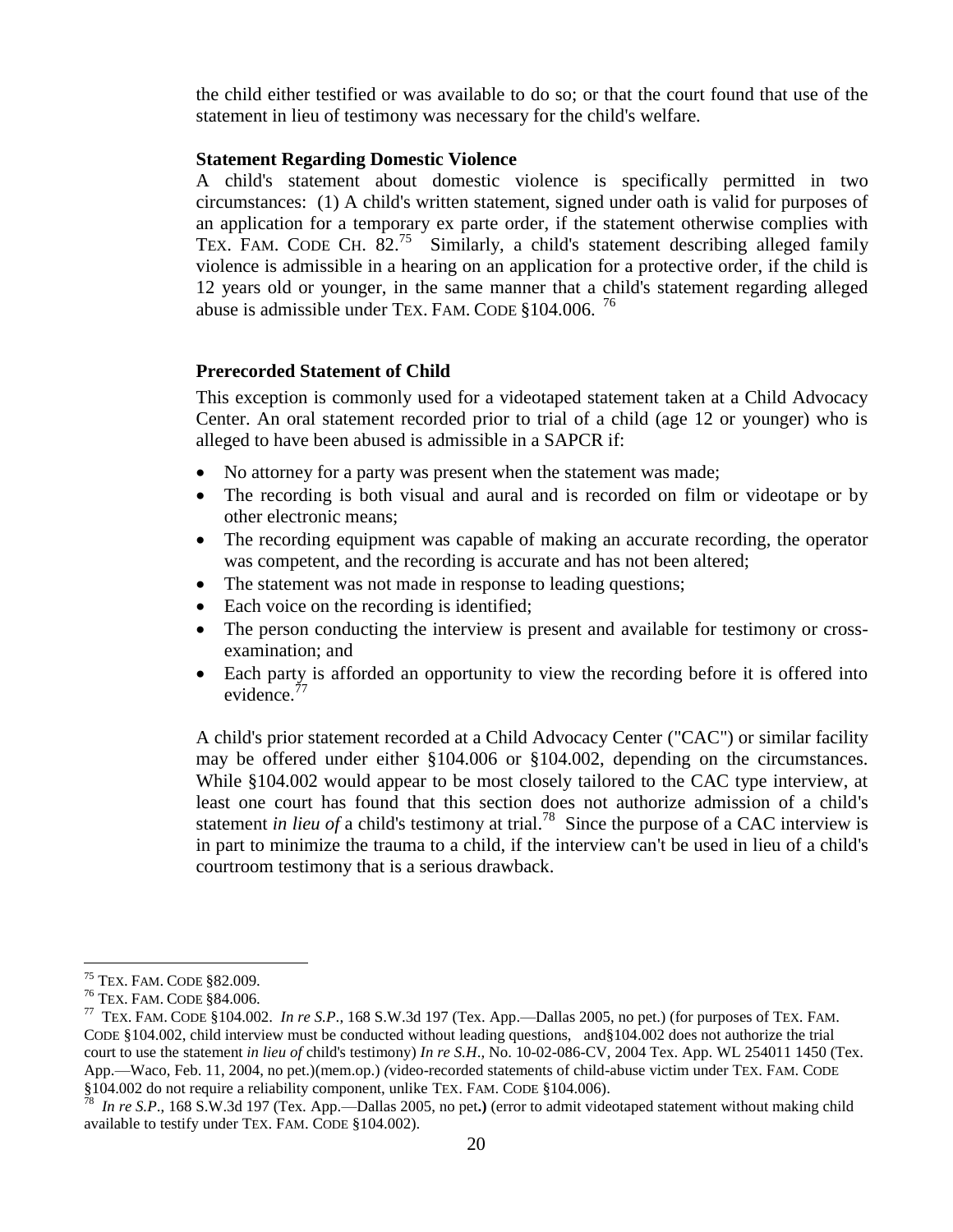the child either testified or was available to do so; or that the court found that use of the statement in lieu of testimony was necessary for the child's welfare.

**Statement Regarding Domestic Violence**

A child's statement about domestic violence is specifically permitted in two circumstances: (1) A child's written statement, signed under oath is valid for purposes of an application for a temporary ex parte order, if the statement otherwise complies with TEX. FAM. CODE CH. 82.[75] Similarly, a child's statement describing alleged family violence is admissible in a hearing on an application for a protective order, if the child is 12 years old or younger, in the same manner that a child's statement regarding alleged abuse is admissible under TEX. FAM. CODE §104.006. [76]

**Prerecorded Statement of Child**

This exception is commonly used for a videotaped statement taken at a Child Advocacy Center. An oral statement recorded prior to trial of a child (age 12 or younger) who is alleged to have been abused is admissible in a SAPCR if:

- No attorney for a party was present when the statement was made;
- The recording is both visual and aural and is recorded on film or videotape or by other electronic means;
- The recording equipment was capable of making an accurate recording, the operator was competent, and the recording is accurate and has not been altered;
- The statement was not made in response to leading questions;
- Each voice on the recording is identified;
- The person conducting the interview is present and available for testimony or cross-examination; and
- Each party is afforded an opportunity to view the recording before it is offered into evidence.[77]

A child's prior statement recorded at a Child Advocacy Center ("CAC") or similar facility may be offered under either §104.006 or §104.002, depending on the circumstances. While §104.002 would appear to be most closely tailored to the CAC type interview, at least one court has found that this section does not authorize admission of a child's statement *in lieu of* a child's testimony at trial.[78] Since the purpose of a CAC interview is in part to minimize the trauma to a child, if the interview can't be used in lieu of a child's courtroom testimony that is a serious drawback.

---

[75] TEX. FAM. CODE §82.009.

[76] TEX. FAM. CODE §84.006.

[77] TEX. FAM. CODE §104.002. *In re S.P.*, 168 S.W.3d 197 (Tex. App.—Dallas 2005, no pet.) (for purposes of TEX. FAM. CODE §104.002, child interview must be conducted without leading questions, and§104.002 does not authorize the trial court to use the statement *in lieu of* child's testimony) *In re S.H.*, No. 10-02-086-CV, 2004 Tex. App. WL 254011 1450 (Tex. App.—Waco, Feb. 11, 2004, no pet.)(mem.op.) *(*video-recorded statements of child-abuse victim under TEX. FAM. CODE §104.002 do not require a reliability component, unlike TEX. FAM. CODE §104.006).

[78] *In re S.P.*, 168 S.W.3d 197 (Tex. App.—Dallas 2005, no pet.) (error to admit videotaped statement without making child available to testify under TEX. FAM. CODE §104.002).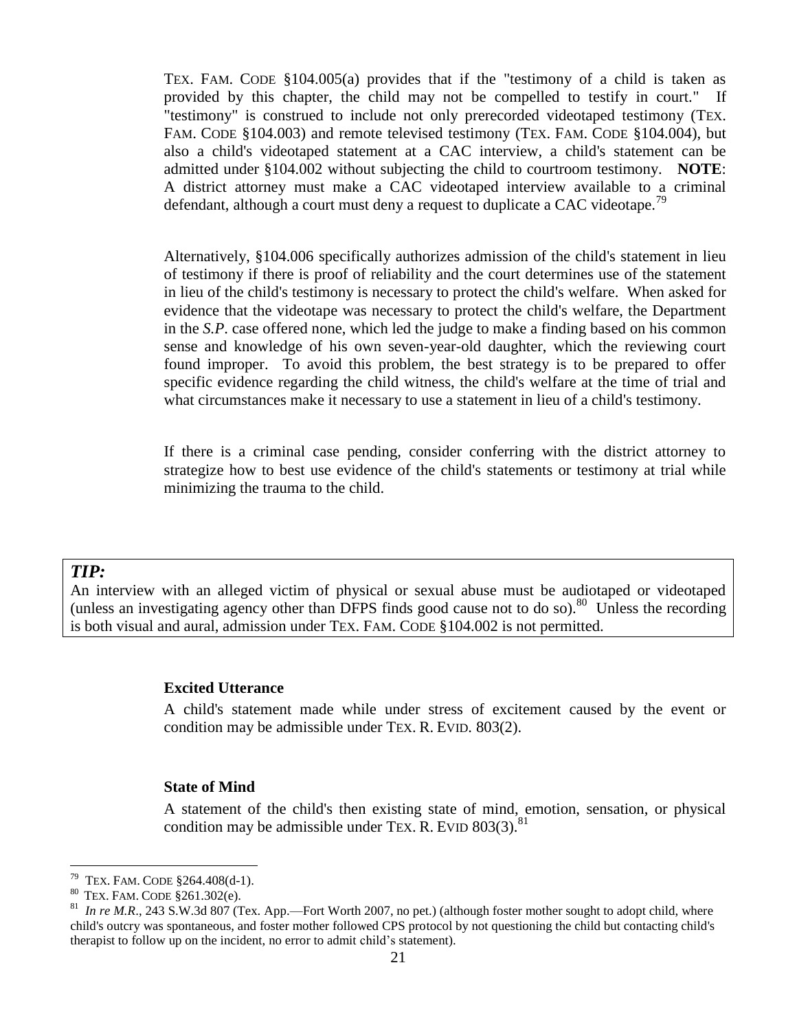TEX. FAM. CODE §104.005(a) provides that if the "testimony of a child is taken as provided by this chapter, the child may not be compelled to testify in court." If "testimony" is construed to include not only prerecorded videotaped testimony (TEX. FAM. CODE §104.003) and remote televised testimony (TEX. FAM. CODE §104.004), but also a child's videotaped statement at a CAC interview, a child's statement can be admitted under §104.002 without subjecting the child to courtroom testimony. **NOTE**: A district attorney must make a CAC videotaped interview available to a criminal defendant, although a court must deny a request to duplicate a CAC videotape.[79]

Alternatively, §104.006 specifically authorizes admission of the child's statement in lieu of testimony if there is proof of reliability and the court determines use of the statement in lieu of the child's testimony is necessary to protect the child's welfare. When asked for evidence that the videotape was necessary to protect the child's welfare, the Department in the *S.P.* case offered none, which led the judge to make a finding based on his common sense and knowledge of his own seven-year-old daughter, which the reviewing court found improper. To avoid this problem, the best strategy is to be prepared to offer specific evidence regarding the child witness, the child's welfare at the time of trial and what circumstances make it necessary to use a statement in lieu of a child's testimony.

If there is a criminal case pending, consider conferring with the district attorney to strategize how to best use evidence of the child's statements or testimony at trial while minimizing the trauma to the child.

> ***TIP:***
> An interview with an alleged victim of physical or sexual abuse must be audiotaped or videotaped (unless an investigating agency other than DFPS finds good cause not to do so).[80] Unless the recording is both visual and aural, admission under TEX. FAM. CODE §104.002 is not permitted.

**Excited Utterance**

A child's statement made while under stress of excitement caused by the event or condition may be admissible under TEX. R. EVID. 803(2).

**State of Mind**

A statement of the child's then existing state of mind, emotion, sensation, or physical condition may be admissible under TEX. R. EVID 803(3).[81]

---

[79] TEX. FAM. CODE §264.408(d-1).

[80] TEX. FAM. CODE §261.302(e).

[81] *In re M.R*., 243 S.W.3d 807 (Tex. App.—Fort Worth 2007, no pet.) (although foster mother sought to adopt child, where child's outcry was spontaneous, and foster mother followed CPS protocol by not questioning the child but contacting child's therapist to follow up on the incident, no error to admit child's statement).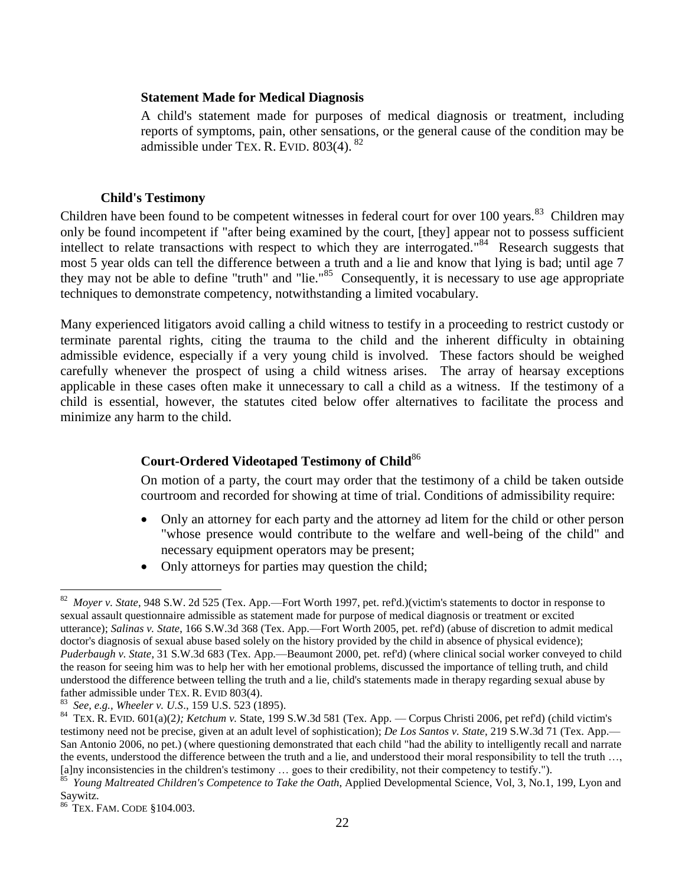#### Statement Made for Medical Diagnosis

A child's statement made for purposes of medical diagnosis or treatment, including reports of symptoms, pain, other sensations, or the general cause of the condition may be admissible under TEX. R. EVID. 803(4). [82]

### Child's Testimony

Children have been found to be competent witnesses in federal court for over 100 years.[83] Children may only be found incompetent if "after being examined by the court, [they] appear not to possess sufficient intellect to relate transactions with respect to which they are interrogated."[84] Research suggests that most 5 year olds can tell the difference between a truth and a lie and know that lying is bad; until age 7 they may not be able to define "truth" and "lie."[85] Consequently, it is necessary to use age appropriate techniques to demonstrate competency, notwithstanding a limited vocabulary.

Many experienced litigators avoid calling a child witness to testify in a proceeding to restrict custody or terminate parental rights, citing the trauma to the child and the inherent difficulty in obtaining admissible evidence, especially if a very young child is involved. These factors should be weighed carefully whenever the prospect of using a child witness arises. The array of hearsay exceptions applicable in these cases often make it unnecessary to call a child as a witness. If the testimony of a child is essential, however, the statutes cited below offer alternatives to facilitate the process and minimize any harm to the child.

#### Court-Ordered Videotaped Testimony of Child[86]

On motion of a party, the court may order that the testimony of a child be taken outside courtroom and recorded for showing at time of trial. Conditions of admissibility require:

- Only an attorney for each party and the attorney ad litem for the child or other person "whose presence would contribute to the welfare and well-being of the child" and necessary equipment operators may be present;
- Only attorneys for parties may question the child;

---

[82] *Moyer v. State*, 948 S.W. 2d 525 (Tex. App.—Fort Worth 1997, pet. ref'd.)(victim's statements to doctor in response to sexual assault questionnaire admissible as statement made for purpose of medical diagnosis or treatment or excited utterance); *Salinas v. State*, 166 S.W.3d 368 (Tex. App.—Fort Worth 2005, pet. ref'd) (abuse of discretion to admit medical doctor's diagnosis of sexual abuse based solely on the history provided by the child in absence of physical evidence); *Puderbaugh v. State*, 31 S.W.3d 683 (Tex. App.—Beaumont 2000, pet. ref'd) (where clinical social worker conveyed to child the reason for seeing him was to help her with her emotional problems, discussed the importance of telling truth, and child understood the difference between telling the truth and a lie, child's statements made in therapy regarding sexual abuse by father admissible under TEX. R. EVID 803(4).

[83] *See, e.g., Wheeler v. U.S*., 159 U.S. 523 (1895).

[84] TEX. R. EVID. 601(a)(2*); Ketchum v.* State, 199 S.W.3d 581 (Tex. App. — Corpus Christi 2006, pet ref'd) (child victim's testimony need not be precise, given at an adult level of sophistication); *De Los Santos v. State*, 219 S.W.3d 71 (Tex. App.—San Antonio 2006, no pet.) (where questioning demonstrated that each child "had the ability to intelligently recall and narrate the events, understood the difference between the truth and a lie, and understood their moral responsibility to tell the truth …, [a]ny inconsistencies in the children's testimony … goes to their credibility, not their competency to testify.").

[85] *Young Maltreated Children's Competence to Take the Oath*, Applied Developmental Science, Vol, 3, No.1, 199, Lyon and Saywitz.

[86] TEX. FAM. CODE §104.003.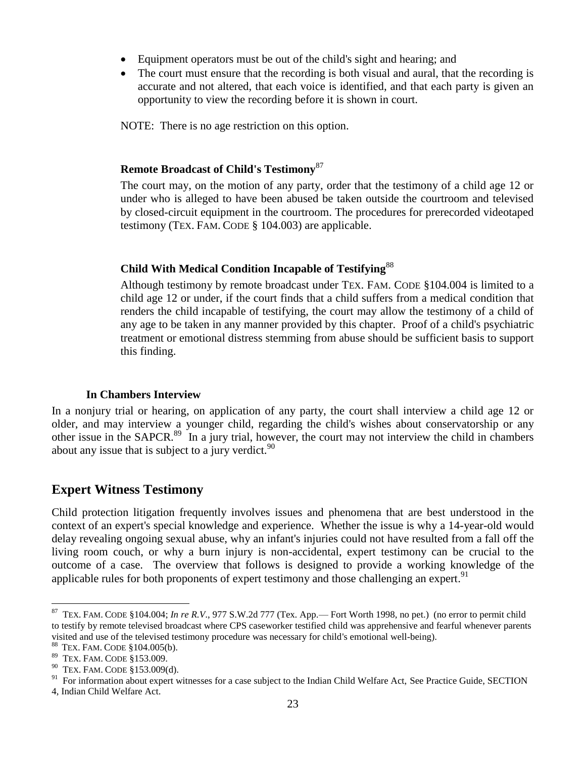- Equipment operators must be out of the child's sight and hearing; and
- The court must ensure that the recording is both visual and aural, that the recording is accurate and not altered, that each voice is identified, and that each party is given an opportunity to view the recording before it is shown in court.

NOTE: There is no age restriction on this option.

**Remote Broadcast of Child's Testimony**[87]

The court may, on the motion of any party, order that the testimony of a child age 12 or under who is alleged to have been abused be taken outside the courtroom and televised by closed-circuit equipment in the courtroom. The procedures for prerecorded videotaped testimony (TEX. FAM. CODE § 104.003) are applicable.

**Child With Medical Condition Incapable of Testifying**[88]

Although testimony by remote broadcast under TEX. FAM. CODE §104.004 is limited to a child age 12 or under, if the court finds that a child suffers from a medical condition that renders the child incapable of testifying, the court may allow the testimony of a child of any age to be taken in any manner provided by this chapter. Proof of a child's psychiatric treatment or emotional distress stemming from abuse should be sufficient basis to support this finding.

**In Chambers Interview**

In a nonjury trial or hearing, on application of any party, the court shall interview a child age 12 or older, and may interview a younger child, regarding the child's wishes about conservatorship or any other issue in the SAPCR.[89] In a jury trial, however, the court may not interview the child in chambers about any issue that is subject to a jury verdict.[90]

## Expert Witness Testimony

Child protection litigation frequently involves issues and phenomena that are best understood in the context of an expert's special knowledge and experience. Whether the issue is why a 14-year-old would delay revealing ongoing sexual abuse, why an infant's injuries could not have resulted from a fall off the living room couch, or why a burn injury is non-accidental, expert testimony can be crucial to the outcome of a case. The overview that follows is designed to provide a working knowledge of the applicable rules for both proponents of expert testimony and those challenging an expert.[91]

---

[87] TEX. FAM. CODE §104.004; *In re R.V*., 977 S.W.2d 777 (Tex. App.— Fort Worth 1998, no pet.) (no error to permit child to testify by remote televised broadcast where CPS caseworker testified child was apprehensive and fearful whenever parents visited and use of the televised testimony procedure was necessary for child's emotional well-being).

[88] TEX. FAM. CODE §104.005(b).

[89] TEX. FAM. CODE §153.009.

[90] TEX. FAM. CODE §153.009(d).

[91] For information about expert witnesses for a case subject to the Indian Child Welfare Act, See Practice Guide, SECTION 4, Indian Child Welfare Act.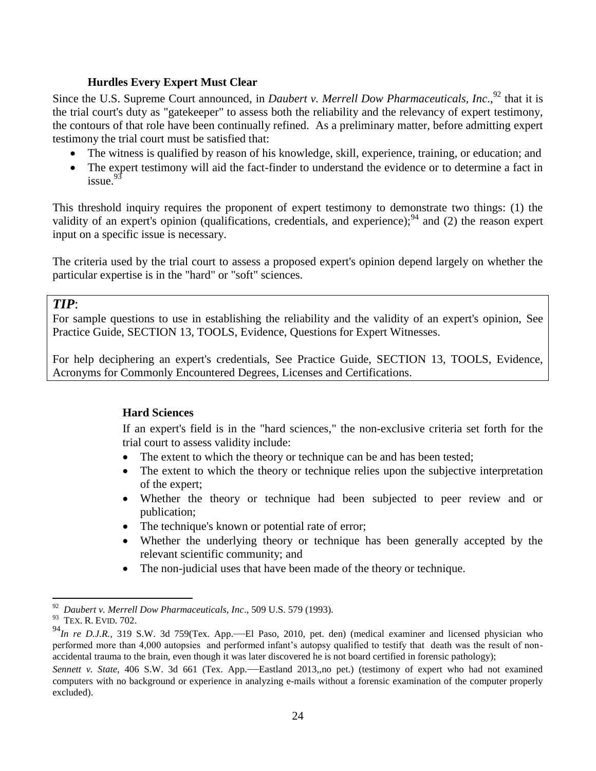### Hurdles Every Expert Must Clear

Since the U.S. Supreme Court announced, in *Daubert v. Merrell Dow Pharmaceuticals, Inc*.,[92] that it is the trial court's duty as "gatekeeper" to assess both the reliability and the relevancy of expert testimony, the contours of that role have been continually refined. As a preliminary matter, before admitting expert testimony the trial court must be satisfied that:

- The witness is qualified by reason of his knowledge, skill, experience, training, or education; and
- The expert testimony will aid the fact-finder to understand the evidence or to determine a fact in issue.[93]

This threshold inquiry requires the proponent of expert testimony to demonstrate two things: (1) the validity of an expert's opinion (qualifications, credentials, and experience);[94] and (2) the reason expert input on a specific issue is necessary.

The criteria used by the trial court to assess a proposed expert's opinion depend largely on whether the particular expertise is in the "hard" or "soft" sciences.

> ***TIP***:
> For sample questions to use in establishing the reliability and the validity of an expert's opinion, See Practice Guide, SECTION 13, TOOLS, Evidence, Questions for Expert Witnesses.
>
> For help deciphering an expert's credentials, See Practice Guide, SECTION 13, TOOLS, Evidence, Acronyms for Commonly Encountered Degrees, Licenses and Certifications.

#### Hard Sciences

If an expert's field is in the "hard sciences," the non-exclusive criteria set forth for the trial court to assess validity include:

- The extent to which the theory or technique can be and has been tested;
- The extent to which the theory or technique relies upon the subjective interpretation of the expert;
- Whether the theory or technique had been subjected to peer review and or publication;
- The technique's known or potential rate of error;
- Whether the underlying theory or technique has been generally accepted by the relevant scientific community; and
- The non-judicial uses that have been made of the theory or technique.

---

[92] *Daubert v. Merrell Dow Pharmaceuticals, Inc*., 509 U.S. 579 (1993).

[93] TEX. R. EVID. 702.

[94] *In re D.J.R.,* 319 S.W. 3d 759(Tex. App.—El Paso, 2010, pet. den) (medical examiner and licensed physician who performed more than 4,000 autopsies and performed infant's autopsy qualified to testify that death was the result of non-accidental trauma to the brain, even though it was later discovered he is not board certified in forensic pathology);

*Sennett v. State,* 406 S.W. 3d 661 (Tex. App.—Eastland 2013,,no pet.) (testimony of expert who had not examined computers with no background or experience in analyzing e-mails without a forensic examination of the computer properly excluded).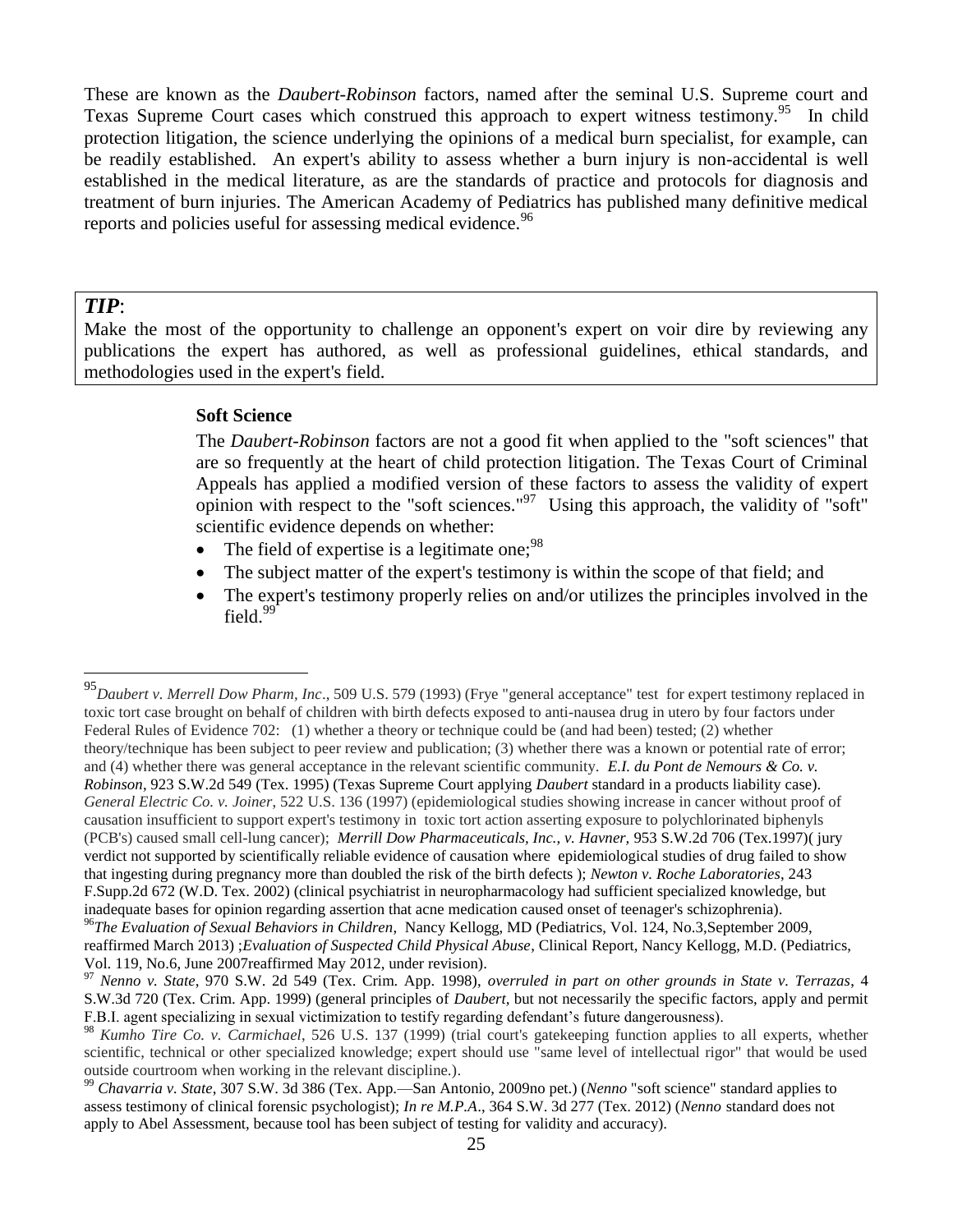These are known as the *Daubert-Robinson* factors, named after the seminal U.S. Supreme court and Texas Supreme Court cases which construed this approach to expert witness testimony.[95] In child protection litigation, the science underlying the opinions of a medical burn specialist, for example, can be readily established. An expert's ability to assess whether a burn injury is non-accidental is well established in the medical literature, as are the standards of practice and protocols for diagnosis and treatment of burn injuries. The American Academy of Pediatrics has published many definitive medical reports and policies useful for assessing medical evidence.[96]

> ***TIP***:
> Make the most of the opportunity to challenge an opponent's expert on voir dire by reviewing any publications the expert has authored, as well as professional guidelines, ethical standards, and methodologies used in the expert's field.

**Soft Science**

The *Daubert-Robinson* factors are not a good fit when applied to the "soft sciences" that are so frequently at the heart of child protection litigation. The Texas Court of Criminal Appeals has applied a modified version of these factors to assess the validity of expert opinion with respect to the "soft sciences."[97] Using this approach, the validity of "soft" scientific evidence depends on whether:

- The field of expertise is a legitimate one;[98]
- The subject matter of the expert's testimony is within the scope of that field; and
- The expert's testimony properly relies on and/or utilizes the principles involved in the field.[99]

---

[95] *Daubert v. Merrell Dow Pharm, Inc*., 509 U.S. 579 (1993) (Frye "general acceptance" test for expert testimony replaced in toxic tort case brought on behalf of children with birth defects exposed to anti-nausea drug in utero by four factors under Federal Rules of Evidence 702: (1) whether a theory or technique could be (and had been) tested; (2) whether theory/technique has been subject to peer review and publication; (3) whether there was a known or potential rate of error; and (4) whether there was general acceptance in the relevant scientific community. *E.I. du Pont de Nemours & Co. v. Robinson*, 923 S.W.2d 549 (Tex. 1995) (Texas Supreme Court applying *Daubert* standard in a products liability case). *General Electric Co. v. Joiner*, 522 U.S. 136 (1997) (epidemiological studies showing increase in cancer without proof of causation insufficient to support expert's testimony in toxic tort action asserting exposure to polychlorinated biphenyls (PCB's) caused small cell-lung cancer); *Merrill Dow Pharmaceuticals, Inc., v. Havner,* 953 S.W.2d 706 (Tex.1997)( jury verdict not supported by scientifically reliable evidence of causation where epidemiological studies of drug failed to show that ingesting during pregnancy more than doubled the risk of the birth defects ); *Newton v. Roche Laboratories*, 243 F.Supp.2d 672 (W.D. Tex. 2002) (clinical psychiatrist in neuropharmacology had sufficient specialized knowledge, but inadequate bases for opinion regarding assertion that acne medication caused onset of teenager's schizophrenia).

[96] *The Evaluation of Sexual Behaviors in Children*, Nancy Kellogg, MD (Pediatrics, Vol. 124, No.3,September 2009, reaffirmed March 2013) ;*Evaluation of Suspected Child Physical Abuse*, Clinical Report, Nancy Kellogg, M.D. (Pediatrics, Vol. 119, No.6, June 2007reaffirmed May 2012, under revision).

[97] *Nenno v. State*, 970 S.W. 2d 549 (Tex. Crim. App. 1998), *overruled in part on other grounds in State v. Terrazas*, 4 S.W.3d 720 (Tex. Crim. App. 1999) (general principles of *Daubert,* but not necessarily the specific factors, apply and permit F.B.I. agent specializing in sexual victimization to testify regarding defendant's future dangerousness).

[98] *Kumho Tire Co. v. Carmichael*, 526 U.S. 137 (1999) (trial court's gatekeeping function applies to all experts, whether scientific, technical or other specialized knowledge; expert should use "same level of intellectual rigor" that would be used outside courtroom when working in the relevant discipline.).

[99] *Chavarria v. State*, 307 S.W. 3d 386 (Tex. App.—San Antonio, 2009no pet.) (*Nenno* "soft science" standard applies to assess testimony of clinical forensic psychologist); *In re M.P.A*., 364 S.W. 3d 277 (Tex. 2012) (*Nenno* standard does not apply to Abel Assessment, because tool has been subject of testing for validity and accuracy).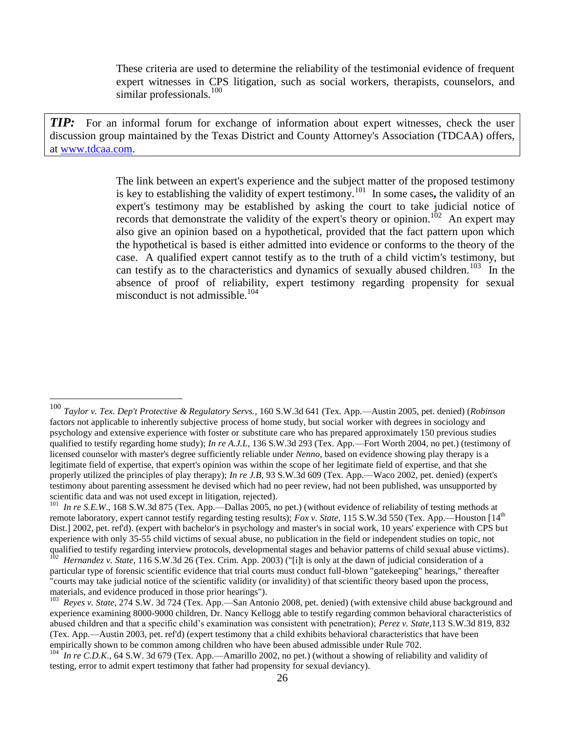These criteria are used to determine the reliability of the testimonial evidence of frequent expert witnesses in CPS litigation, such as social workers, therapists, counselors, and similar professionals.[100]

> ***TIP:*** For an informal forum for exchange of information about expert witnesses, check the user discussion group maintained by the Texas District and County Attorney's Association (TDCAA) offers, at [www.tdcaa.com](http://www.tdcaa.com).

The link between an expert's experience and the subject matter of the proposed testimony is key to establishing the validity of expert testimony.[101] In some cases**,** the validity of an expert's testimony may be established by asking the court to take judicial notice of records that demonstrate the validity of the expert's theory or opinion.[102] An expert may also give an opinion based on a hypothetical, provided that the fact pattern upon which the hypothetical is based is either admitted into evidence or conforms to the theory of the case. A qualified expert cannot testify as to the truth of a child victim's testimony, but can testify as to the characteristics and dynamics of sexually abused children.[103] In the absence of proof of reliability, expert testimony regarding propensity for sexual misconduct is not admissible.[104]

---

[100] *Taylor v. Tex. Dep't Protective & Regulatory Servs.*, 160 S.W.3d 641 (Tex. App.—Austin 2005, pet. denied) (*Robinson* factors not applicable to inherently subjective process of home study, but social worker with degrees in sociology and psychology and extensive experience with foster or substitute care who has prepared approximately 150 previous studies qualified to testify regarding home study); *In re A.J.L*, 136 S.W.3d 293 (Tex. App.—Fort Worth 2004, no pet.) (testimony of licensed counselor with master's degree sufficiently reliable under *Nenno*, based on evidence showing play therapy is a legitimate field of expertise, that expert's opinion was within the scope of her legitimate field of expertise, and that she properly utilized the principles of play therapy); *In re J.B*, 93 S.W.3d 609 (Tex. App.—Waco 2002, pet. denied) (expert's testimony about parenting assessment he devised which had no peer review, had not been published, was unsupported by scientific data and was not used except in litigation, rejected).

[101] *In re S.E.W*., 168 S.W.3d 875 (Tex. App.—Dallas 2005, no pet.) (without evidence of reliability of testing methods at remote laboratory, expert cannot testify regarding testing results); *Fox v. State*, 115 S.W.3d 550 (Tex. App.—Houston [14th Dist.] 2002, pet. ref'd). (expert with bachelor's in psychology and master's in social work, 10 years' experience with CPS but experience with only 35-55 child victims of sexual abuse, no publication in the field or independent studies on topic, not qualified to testify regarding interview protocols, developmental stages and behavior patterns of child sexual abuse victims).

[102] *Hernandez v. State*, 116 S.W.3d 26 (Tex. Crim. App. 2003) ("[i]t is only at the dawn of judicial consideration of a particular type of forensic scientific evidence that trial courts must conduct full-blown "gatekeeping" hearings," thereafter "courts may take judicial notice of the scientific validity (or invalidity) of that scientific theory based upon the process, materials, and evidence produced in those prior hearings").

[103] *Reyes v. State*, 274 S.W. 3d 724 (Tex. App.—San Antonio 2008, pet. denied) (with extensive child abuse background and experience examining 8000-9000 children, Dr. Nancy Kellogg able to testify regarding common behavioral characteristics of abused children and that a specific child's examination was consistent with penetration); *Perez v. State*,113 S.W.3d 819, 832 (Tex. App.—Austin 2003, pet. ref'd) (expert testimony that a child exhibits behavioral characteristics that have been empirically shown to be common among children who have been abused admissible under Rule 702.

[104] *In re C.D.K*., 64 S.W. 3d 679 (Tex. App.—Amarillo 2002, no pet.) (without a showing of reliability and validity of testing, error to admit expert testimony that father had propensity for sexual deviancy).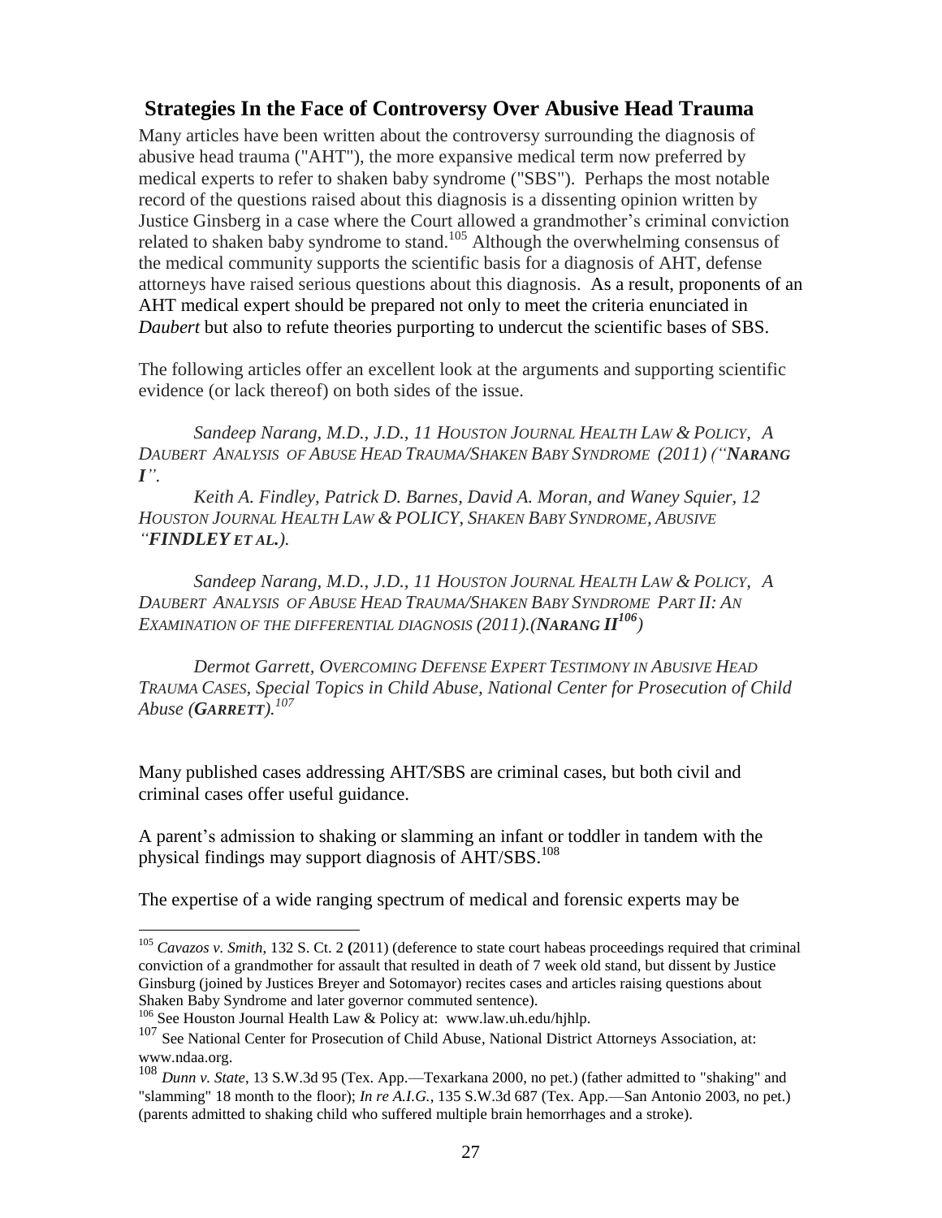## Strategies In the Face of Controversy Over Abusive Head Trauma

Many articles have been written about the controversy surrounding the diagnosis of abusive head trauma ("AHT"), the more expansive medical term now preferred by medical experts to refer to shaken baby syndrome ("SBS"). Perhaps the most notable record of the questions raised about this diagnosis is a dissenting opinion written by Justice Ginsberg in a case where the Court allowed a grandmother's criminal conviction related to shaken baby syndrome to stand.[105] Although the overwhelming consensus of the medical community supports the scientific basis for a diagnosis of AHT, defense attorneys have raised serious questions about this diagnosis. As a result, proponents of an AHT medical expert should be prepared not only to meet the criteria enunciated in *Daubert* but also to refute theories purporting to undercut the scientific bases of SBS.

The following articles offer an excellent look at the arguments and supporting scientific evidence (or lack thereof) on both sides of the issue.

*Sandeep Narang, M.D., J.D., 11 Houston Journal Health Law & Policy, A Daubert Analysis of Abuse Head Trauma/Shaken Baby Syndrome (2011) ("**Narang I**".*

*Keith A. Findley, Patrick D. Barnes, David A. Moran, and Waney Squier, 12 Houston Journal Health Law & POLICY, Shaken Baby Syndrome, Abusive "**FINDLEY et al.**).*

*Sandeep Narang, M.D., J.D., 11 Houston Journal Health Law & Policy, A Daubert Analysis of Abuse Head Trauma/Shaken Baby Syndrome Part II: An Examination of the differential diagnosis (2011).(**Narang II**[106])*

*Dermot Garrett, Overcoming Defense Expert Testimony in Abusive Head Trauma Cases, Special Topics in Child Abuse, National Center for Prosecution of Child Abuse (**Garrett**).[107]*

Many published cases addressing AHT/SBS are criminal cases, but both civil and criminal cases offer useful guidance.

A parent's admission to shaking or slamming an infant or toddler in tandem with the physical findings may support diagnosis of AHT/SBS.[108]

The expertise of a wide ranging spectrum of medical and forensic experts may be

---

[105] *Cavazos v. Smith*, 132 S. Ct. 2 (2011) (deference to state court habeas proceedings required that criminal conviction of a grandmother for assault that resulted in death of 7 week old stand, but dissent by Justice Ginsburg (joined by Justices Breyer and Sotomayor) recites cases and articles raising questions about Shaken Baby Syndrome and later governor commuted sentence).

[106] See Houston Journal Health Law & Policy at: www.law.uh.edu/hjhlp.

[107] See National Center for Prosecution of Child Abuse, National District Attorneys Association, at: www.ndaa.org.

[108] *Dunn v. State*, 13 S.W.3d 95 (Tex. App.—Texarkana 2000, no pet.) (father admitted to "shaking" and "slamming" 18 month to the floor); *In re A.I.G.*, 135 S.W.3d 687 (Tex. App.—San Antonio 2003, no pet.) (parents admitted to shaking child who suffered multiple brain hemorrhages and a stroke).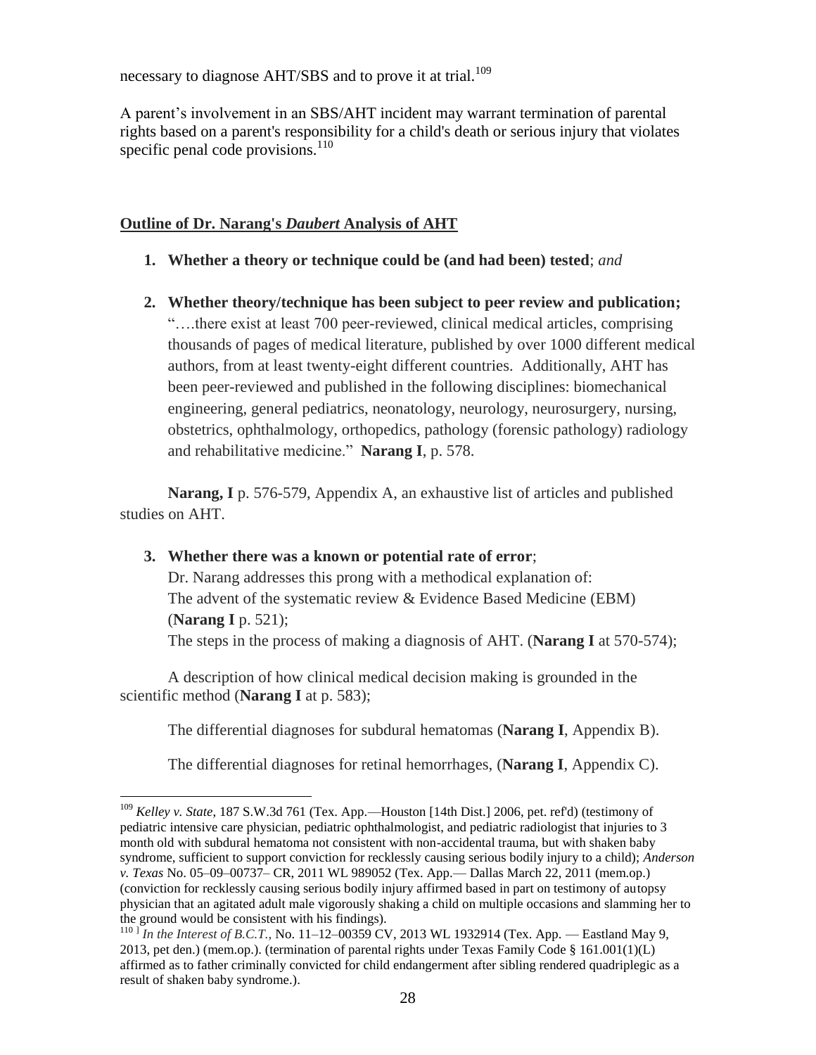necessary to diagnose AHT/SBS and to prove it at trial.[109]

A parent's involvement in an SBS/AHT incident may warrant termination of parental rights based on a parent's responsibility for a child's death or serious injury that violates specific penal code provisions.[110]

**Outline of Dr. Narang's *Daubert* Analysis of AHT**

1. **Whether a theory or technique could be (and had been) tested**; *and*

2. **Whether theory/technique has been subject to peer review and publication;**
   "….there exist at least 700 peer-reviewed, clinical medical articles, comprising thousands of pages of medical literature, published by over 1000 different medical authors, from at least twenty-eight different countries. Additionally, AHT has been peer-reviewed and published in the following disciplines: biomechanical engineering, general pediatrics, neonatology, neurology, neurosurgery, nursing, obstetrics, ophthalmology, orthopedics, pathology (forensic pathology) radiology and rehabilitative medicine." **Narang I**, p. 578.

   **Narang, I** p. 576-579, Appendix A, an exhaustive list of articles and published studies on AHT.

3. **Whether there was a known or potential rate of error**;
   Dr. Narang addresses this prong with a methodical explanation of:
   The advent of the systematic review & Evidence Based Medicine (EBM) (**Narang I** p. 521);
   The steps in the process of making a diagnosis of AHT. (**Narang I** at 570-574);

   A description of how clinical medical decision making is grounded in the scientific method (**Narang I** at p. 583);

   The differential diagnoses for subdural hematomas (**Narang I**, Appendix B).

   The differential diagnoses for retinal hemorrhages, (**Narang I**, Appendix C).

---

[109] *Kelley v. State,* 187 S.W.3d 761 (Tex. App.—Houston [14th Dist.] 2006, pet. ref'd) (testimony of pediatric intensive care physician, pediatric ophthalmologist, and pediatric radiologist that injuries to 3 month old with subdural hematoma not consistent with non-accidental trauma, but with shaken baby syndrome, sufficient to support conviction for recklessly causing serious bodily injury to a child); *Anderson v. Texas* No. 05–09–00737– CR, 2011 WL 989052 (Tex. App.— Dallas March 22, 2011 (mem.op.) (conviction for recklessly causing serious bodily injury affirmed based in part on testimony of autopsy physician that an agitated adult male vigorously shaking a child on multiple occasions and slamming her to the ground would be consistent with his findings).

[110] *In the Interest of B.C.T.,* No. 11–12–00359 CV, 2013 WL 1932914 (Tex. App. — Eastland May 9, 2013, pet den.) (mem.op.). (termination of parental rights under Texas Family Code § 161.001(1)(L) affirmed as to father criminally convicted for child endangerment after sibling rendered quadriplegic as a result of shaken baby syndrome.).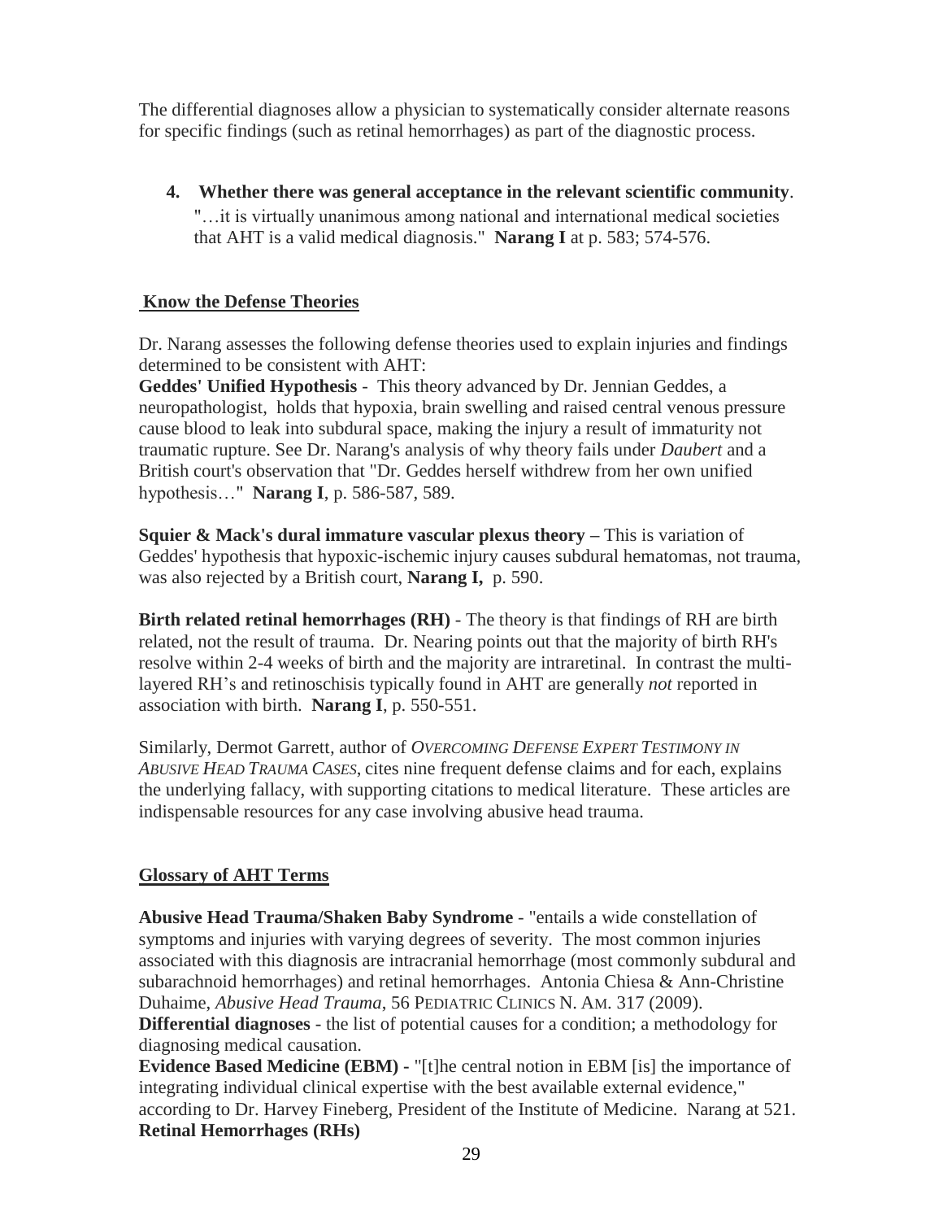The differential diagnoses allow a physician to systematically consider alternate reasons for specific findings (such as retinal hemorrhages) as part of the diagnostic process.

4. **Whether there was general acceptance in the relevant scientific community**.
   "…it is virtually unanimous among national and international medical societies that AHT is a valid medical diagnosis." **Narang I** at p. 583; 574-576.

## Know the Defense Theories

Dr. Narang assesses the following defense theories used to explain injuries and findings determined to be consistent with AHT:

**Geddes' Unified Hypothesis** - This theory advanced by Dr. Jennian Geddes, a neuropathologist, holds that hypoxia, brain swelling and raised central venous pressure cause blood to leak into subdural space, making the injury a result of immaturity not traumatic rupture. See Dr. Narang's analysis of why theory fails under *Daubert* and a British court's observation that "Dr. Geddes herself withdrew from her own unified hypothesis…" **Narang I**, p. 586-587, 589.

**Squier & Mack's dural immature vascular plexus theory –** This is variation of Geddes' hypothesis that hypoxic-ischemic injury causes subdural hematomas, not trauma, was also rejected by a British court, **Narang I,** p. 590.

**Birth related retinal hemorrhages (RH)** - The theory is that findings of RH are birth related, not the result of trauma. Dr. Nearing points out that the majority of birth RH's resolve within 2-4 weeks of birth and the majority are intraretinal. In contrast the multi-layered RH's and retinoschisis typically found in AHT are generally *not* reported in association with birth. **Narang I**, p. 550-551.

Similarly, Dermot Garrett, author of *OVERCOMING DEFENSE EXPERT TESTIMONY IN ABUSIVE HEAD TRAUMA CASES*, cites nine frequent defense claims and for each, explains the underlying fallacy, with supporting citations to medical literature. These articles are indispensable resources for any case involving abusive head trauma.

## Glossary of AHT Terms

**Abusive Head Trauma/Shaken Baby Syndrome** - "entails a wide constellation of symptoms and injuries with varying degrees of severity. The most common injuries associated with this diagnosis are intracranial hemorrhage (most commonly subdural and subarachnoid hemorrhages) and retinal hemorrhages. Antonia Chiesa & Ann-Christine Duhaime, *Abusive Head Trauma*, 56 PEDIATRIC CLINICS N. AM. 317 (2009).

**Differential diagnoses** - the list of potential causes for a condition; a methodology for diagnosing medical causation.

**Evidence Based Medicine (EBM) -** "[t]he central notion in EBM [is] the importance of integrating individual clinical expertise with the best available external evidence," according to Dr. Harvey Fineberg, President of the Institute of Medicine. Narang at 521.

**Retinal Hemorrhages (RHs)**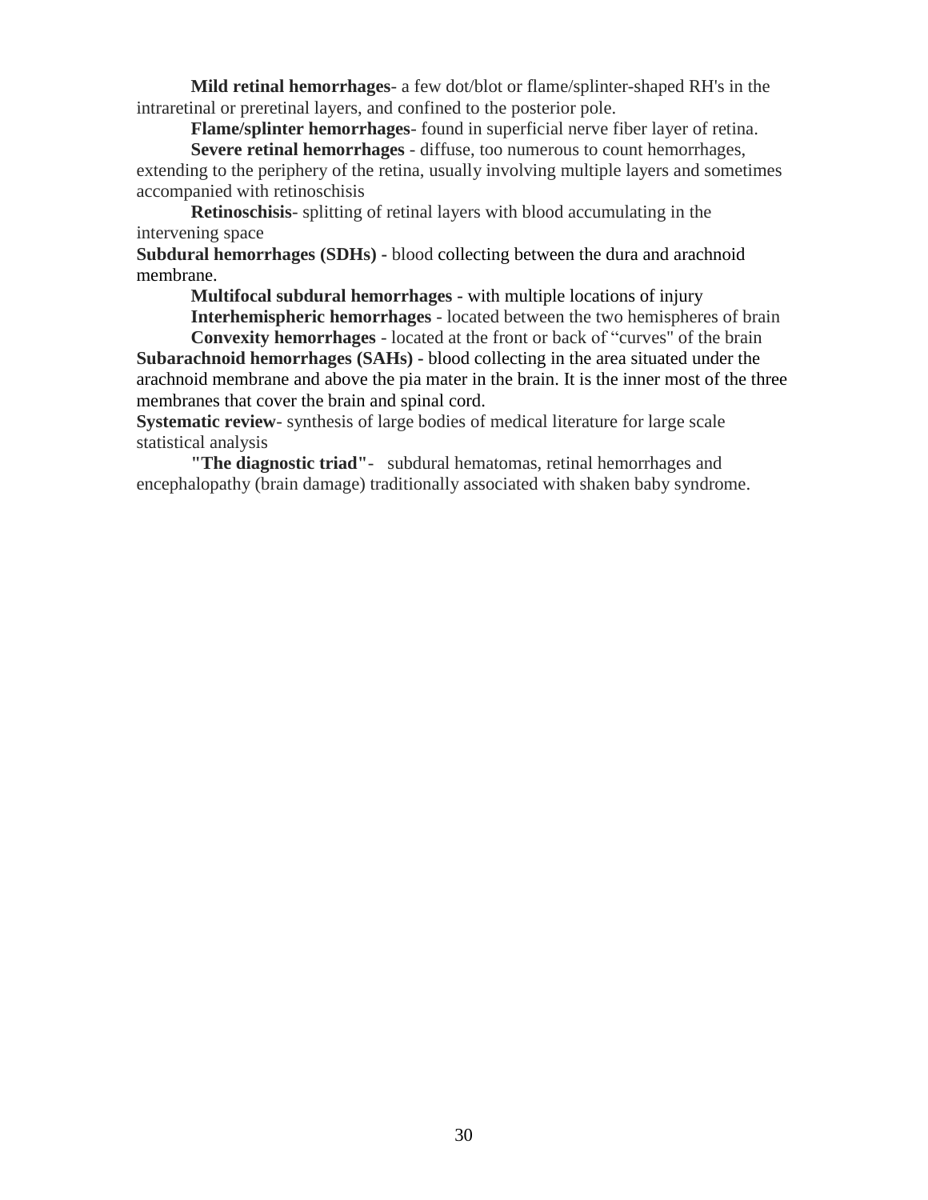**Mild retinal hemorrhages**- a few dot/blot or flame/splinter-shaped RH's in the intraretinal or preretinal layers, and confined to the posterior pole.

**Flame/splinter hemorrhages**- found in superficial nerve fiber layer of retina.

**Severe retinal hemorrhages** - diffuse, too numerous to count hemorrhages, extending to the periphery of the retina, usually involving multiple layers and sometimes accompanied with retinoschisis

**Retinoschisis**- splitting of retinal layers with blood accumulating in the intervening space

**Subdural hemorrhages (SDHs) -** blood collecting between the dura and arachnoid membrane.

**Multifocal subdural hemorrhages -** with multiple locations of injury

**Interhemispheric hemorrhages** - located between the two hemispheres of brain

**Convexity hemorrhages** - located at the front or back of "curves" of the brain

**Subarachnoid hemorrhages (SAHs) -** blood collecting in the area situated under the arachnoid membrane and above the pia mater in the brain. It is the inner most of the three membranes that cover the brain and spinal cord.

**Systematic review**- synthesis of large bodies of medical literature for large scale statistical analysis

**"The diagnostic triad"**- subdural hematomas, retinal hemorrhages and encephalopathy (brain damage) traditionally associated with shaken baby syndrome.